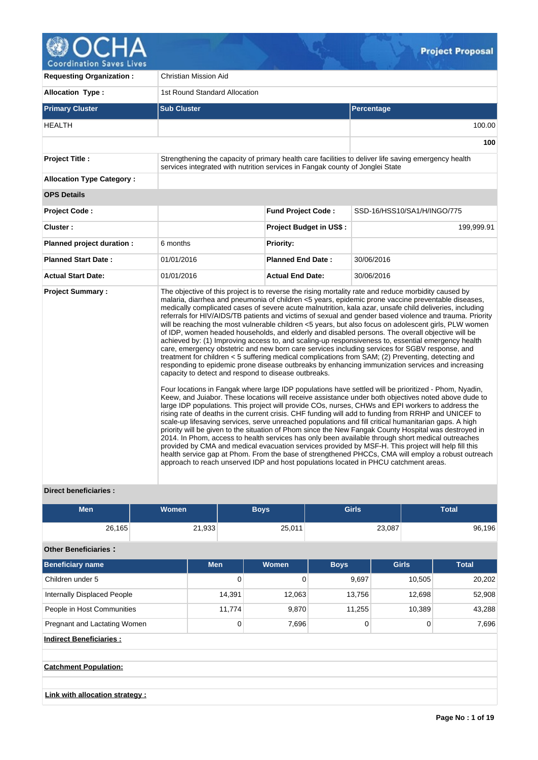# Project Proposal

| | |
|---|---|
| **Requesting Organization :** | Christian Mission Aid |
| **Allocation Type :** | 1st Round Standard Allocation |

| Primary Cluster | Sub Cluster | Percentage |
|---|---|---|
| HEALTH | | 100.00 |
| | | **100** |

| | |
|---|---|
| **Project Title :** | Strengthening the capacity of primary health care facilities to deliver life saving emergency health services integrated with nutrition services in Fangak county of Jonglei State |
| **Allocation Type Category :** | |

**OPS Details**

| | | | |
|---|---|---|---|
| **Project Code :** | | **Fund Project Code :** | SSD-16/HSS10/SA1/H/INGO/775 |
| **Cluster :** | | **Project Budget in US$ :** | 199,999.91 |
| **Planned project duration :** | 6 months | **Priority:** | |
| **Planned Start Date :** | 01/01/2016 | **Planned End Date :** | 30/06/2016 |
| **Actual Start Date:** | 01/01/2016 | **Actual End Date:** | 30/06/2016 |

**Project Summary :**

The objective of this project is to reverse the rising mortality rate and reduce morbidity caused by malaria, diarrhea and pneumonia of children <5 years, epidemic prone vaccine preventable diseases, medically complicated cases of severe acute malnutrition, kala azar, unsafe child deliveries, including referrals for HIV/AIDS/TB patients and victims of sexual and gender based violence and trauma. Priority will be reaching the most vulnerable children <5 years, but also focus on adolescent girls, PLW women of IDP, women headed households, and elderly and disabled persons. The overall objective will be achieved by: (1) Improving access to, and scaling-up responsiveness to, essential emergency health care, emergency obstetric and new born care services including services for SGBV response, and treatment for children < 5 suffering medical complications from SAM; (2) Preventing, detecting and responding to epidemic prone disease outbreaks by enhancing immunization services and increasing capacity to detect and respond to disease outbreaks.

Four locations in Fangak where large IDP populations have settled will be prioritized - Phom, Nyadin, Keew, and Juiabor. These locations will receive assistance under both objectives noted above dude to large IDP populations. This project will provide COs, nurses, CHWs and EPI workers to address the rising rate of deaths in the current crisis. CHF funding will add to funding from RRHP and UNICEF to scale-up lifesaving services, serve unreached populations and fill critical humanitarian gaps. A high priority will be given to the situation of Phom since the New Fangak County Hospital was destroyed in 2014. In Phom, access to health services has only been available through short medical outreaches provided by CMA and medical evacuation services provided by MSF-H. This project will help fill this health service gap at Phom. From the base of strengthened PHCCs, CMA will employ a robust outreach approach to reach unserved IDP and host populations located in PHCU catchment areas.

**Direct beneficiaries :**

| Men | Women | Boys | Girls | Total |
|---|---|---|---|---|
| 26,165 | 21,933 | 25,011 | 23,087 | 96,196 |

**Other Beneficiaries :**

| Beneficiary name | Men | Women | Boys | Girls | Total |
|---|---|---|---|---|---|
| Children under 5 | 0 | 0 | 9,697 | 10,505 | 20,202 |
| Internally Displaced People | 14,391 | 12,063 | 13,756 | 12,698 | 52,908 |
| People in Host Communities | 11,774 | 9,870 | 11,255 | 10,389 | 43,288 |
| Pregnant and Lactating Women | 0 | 7,696 | 0 | 0 | 7,696 |

**Indirect Beneficiaries :**

**Catchment Population:**

**Link with allocation strategy :**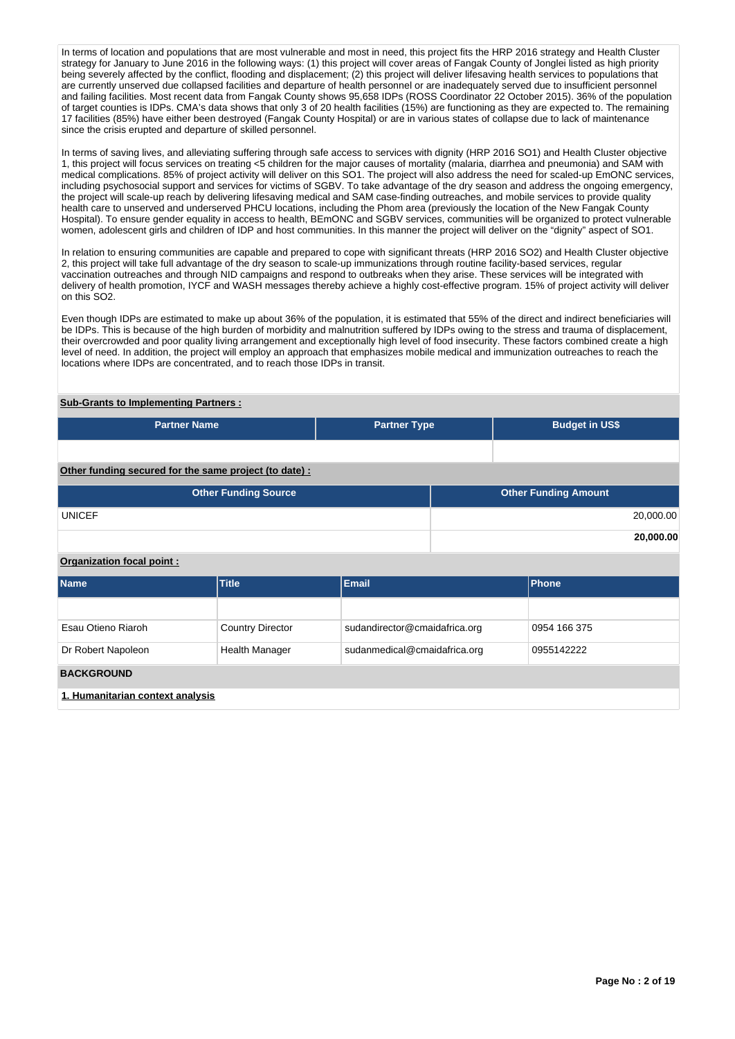In terms of location and populations that are most vulnerable and most in need, this project fits the HRP 2016 strategy and Health Cluster strategy for January to June 2016 in the following ways: (1) this project will cover areas of Fangak County of Jonglei listed as high priority being severely affected by the conflict, flooding and displacement; (2) this project will deliver lifesaving health services to populations that are currently unserved due collapsed facilities and departure of health personnel or are inadequately served due to insufficient personnel and failing facilities. Most recent data from Fangak County shows 95,658 IDPs (ROSS Coordinator 22 October 2015). 36% of the population of target counties is IDPs. CMA's data shows that only 3 of 20 health facilities (15%) are functioning as they are expected to. The remaining 17 facilities (85%) have either been destroyed (Fangak County Hospital) or are in various states of collapse due to lack of maintenance since the crisis erupted and departure of skilled personnel.

In terms of saving lives, and alleviating suffering through safe access to services with dignity (HRP 2016 SO1) and Health Cluster objective 1, this project will focus services on treating <5 children for the major causes of mortality (malaria, diarrhea and pneumonia) and SAM with medical complications. 85% of project activity will deliver on this SO1. The project will also address the need for scaled-up EmONC services, including psychosocial support and services for victims of SGBV. To take advantage of the dry season and address the ongoing emergency, the project will scale-up reach by delivering lifesaving medical and SAM case-finding outreaches, and mobile services to provide quality health care to unserved and underserved PHCU locations, including the Phom area (previously the location of the New Fangak County Hospital). To ensure gender equality in access to health, BEmONC and SGBV services, communities will be organized to protect vulnerable women, adolescent girls and children of IDP and host communities. In this manner the project will deliver on the "dignity" aspect of SO1.

In relation to ensuring communities are capable and prepared to cope with significant threats (HRP 2016 SO2) and Health Cluster objective 2, this project will take full advantage of the dry season to scale-up immunizations through routine facility-based services, regular vaccination outreaches and through NID campaigns and respond to outbreaks when they arise. These services will be integrated with delivery of health promotion, IYCF and WASH messages thereby achieve a highly cost-effective program. 15% of project activity will deliver on this SO2.

Even though IDPs are estimated to make up about 36% of the population, it is estimated that 55% of the direct and indirect beneficiaries will be IDPs. This is because of the high burden of morbidity and malnutrition suffered by IDPs owing to the stress and trauma of displacement, their overcrowded and poor quality living arrangement and exceptionally high level of food insecurity. These factors combined create a high level of need. In addition, the project will employ an approach that emphasizes mobile medical and immunization outreaches to reach the locations where IDPs are concentrated, and to reach those IDPs in transit.

**Sub-Grants to Implementing Partners :**

| Partner Name | Partner Type | Budget in US$ |
|---|---|---|
| | | |

**Other funding secured for the same project (to date) :**

| Other Funding Source | Other Funding Amount |
|---|---|
| UNICEF | 20,000.00 |
| | **20,000.00** |

**Organization focal point :**

| Name | Title | Email | Phone |
|---|---|---|---|
| | | | |
| Esau Otieno Riaroh | Country Director | sudandirector@cmaidafrica.org | 0954 166 375 |
| Dr Robert Napoleon | Health Manager | sudanmedical@cmaidafrica.org | 0955142222 |

**BACKGROUND**

**1. Humanitarian context analysis**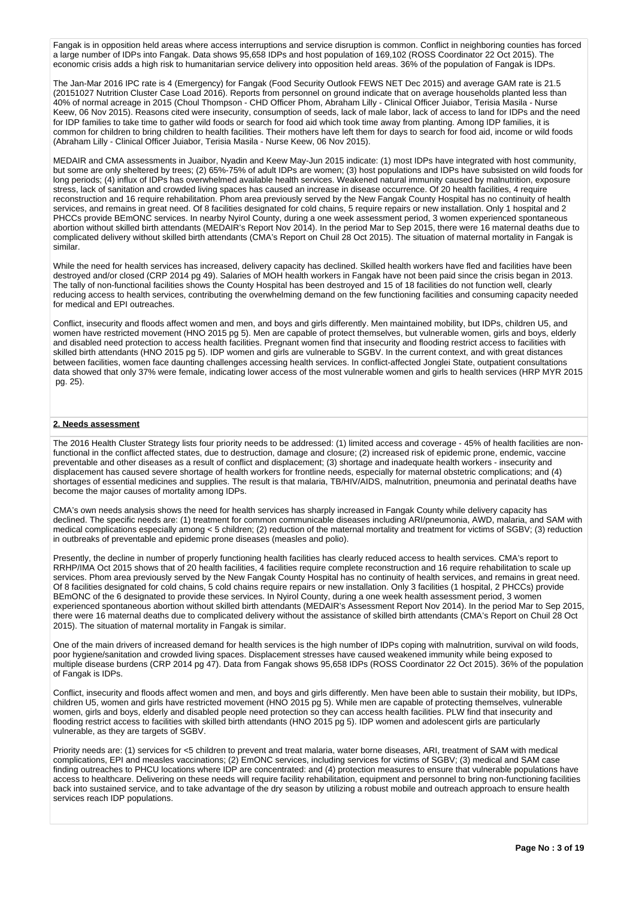Fangak is in opposition held areas where access interruptions and service disruption is common. Conflict in neighboring counties has forced a large number of IDPs into Fangak. Data shows 95,658 IDPs and host population of 169,102 (ROSS Coordinator 22 Oct 2015). The economic crisis adds a high risk to humanitarian service delivery into opposition held areas. 36% of the population of Fangak is IDPs.

The Jan-Mar 2016 IPC rate is 4 (Emergency) for Fangak (Food Security Outlook FEWS NET Dec 2015) and average GAM rate is 21.5 (20151027 Nutrition Cluster Case Load 2016). Reports from personnel on ground indicate that on average households planted less than 40% of normal acreage in 2015 (Choul Thompson - CHD Officer Phom, Abraham Lilly - Clinical Officer Juaibor, Terisia Masila - Nurse Keew, 06 Nov 2015). Reasons cited were insecurity, consumption of seeds, lack of male labor, lack of access to land for IDPs and the need for IDP families to take time to gather wild foods or search for food aid which took time away from planting. Among IDP families, it is common for children to bring children to health facilities. Their mothers have left them for days to search for food aid, income or wild foods (Abraham Lilly - Clinical Officer Juaibor, Terisia Masila - Nurse Keew, 06 Nov 2015).

MEDAIR and CMA assessments in Juaibor, Nyadin and Keew May-Jun 2015 indicate: (1) most IDPs have integrated with host community, but some are only sheltered by trees; (2) 65%-75% of adult IDPs are women; (3) host populations and IDPs have subsisted on wild foods for long periods; (4) influx of IDPs has overwhelmed available health services. Weakened natural immunity caused by malnutrition, exposure stress, lack of sanitation and crowded living spaces has caused an increase in disease occurrence. Of 20 health facilities, 4 require reconstruction and 16 require rehabilitation. Phom area previously served by the New Fangak County Hospital has no continuity of health services, and remains in great need. Of 8 facilities designated for cold chains, 5 require repairs or new installation. Only 1 hospital and 2 PHCCs provide BEmONC services. In nearby Nyirol County, during a one week assessment period, 3 women experienced spontaneous abortion without skilled birth attendants (MEDAIR's Report Nov 2014). In the period Mar to Sep 2015, there were 16 maternal deaths due to complicated delivery without skilled birth attendants (CMA's Report on Chuil 28 Oct 2015). The situation of maternal mortality in Fangak is similar.

While the need for health services has increased, delivery capacity has declined. Skilled health workers have fled and facilities have been destroyed and/or closed (CRP 2014 pg 49). Salaries of MOH health workers in Fangak have not been paid since the crisis began in 2013. The tally of non-functional facilities shows the County Hospital has been destroyed and 15 of 18 facilities do not function well, clearly reducing access to health services, contributing the overwhelming demand on the few functioning facilities and consuming capacity needed for medical and EPI outreaches.

Conflict, insecurity and floods affect women and men, and boys and girls differently. Men maintained mobility, but IDPs, children U5, and women have restricted movement (HNO 2015 pg 5). Men are capable of protect themselves, but vulnerable women, girls and boys, elderly and disabled need protection to access health facilities. Pregnant women find that insecurity and flooding restrict access to facilities with skilled birth attendants (HNO 2015 pg 5). IDP women and girls are vulnerable to SGBV. In the current context, and with great distances between facilities, women face daunting challenges accessing health services. In conflict-affected Jonglei State, outpatient consultations data showed that only 37% were female, indicating lower access of the most vulnerable women and girls to health services (HRP MYR 2015 pg. 25).

## 2. Needs assessment

The 2016 Health Cluster Strategy lists four priority needs to be addressed: (1) limited access and coverage - 45% of health facilities are non-functional in the conflict affected states, due to destruction, damage and closure; (2) increased risk of epidemic prone, endemic, vaccine preventable and other diseases as a result of conflict and displacement; (3) shortage and inadequate health workers - insecurity and displacement has caused severe shortage of health workers for frontline needs, especially for maternal obstetric complications; and (4) shortages of essential medicines and supplies. The result is that malaria, TB/HIV/AIDS, malnutrition, pneumonia and perinatal deaths have become the major causes of mortality among IDPs.

CMA's own needs analysis shows the need for health services has sharply increased in Fangak County while delivery capacity has declined. The specific needs are: (1) treatment for common communicable diseases including ARI/pneumonia, AWD, malaria, and SAM with medical complications especially among < 5 children; (2) reduction of the maternal mortality and treatment for victims of SGBV; (3) reduction in outbreaks of preventable and epidemic prone diseases (measles and polio).

Presently, the decline in number of properly functioning health facilities has clearly reduced access to health services. CMA's report to RRHP/IMA Oct 2015 shows that of 20 health facilities, 4 facilities require complete reconstruction and 16 require rehabilitation to scale up services. Phom area previously served by the New Fangak County Hospital has no continuity of health services, and remains in great need. Of 8 facilities designated for cold chains, 5 cold chains require repairs or new installation. Only 3 facilities (1 hospital, 2 PHCCs) provide BEmONC of the 6 designated to provide these services. In Nyirol County, during a one week health assessment period, 3 women experienced spontaneous abortion without skilled birth attendants (MEDAIR's Assessment Report Nov 2014). In the period Mar to Sep 2015, there were 16 maternal deaths due to complicated delivery without the assistance of skilled birth attendants (CMA's Report on Chuil 28 Oct 2015). The situation of maternal mortality in Fangak is similar.

One of the main drivers of increased demand for health services is the high number of IDPs coping with malnutrition, survival on wild foods, poor hygiene/sanitation and crowded living spaces. Displacement stresses have caused weakened immunity while being exposed to multiple disease burdens (CRP 2014 pg 47). Data from Fangak shows 95,658 IDPs (ROSS Coordinator 22 Oct 2015). 36% of the population of Fangak is IDPs.

Conflict, insecurity and floods affect women and men, and boys and girls differently. Men have been able to sustain their mobility, but IDPs, children U5, women and girls have restricted movement (HNO 2015 pg 5). While men are capable of protecting themselves, vulnerable women, girls and boys, elderly and disabled people need protection so they can access health facilities. PLW find that insecurity and flooding restrict access to facilities with skilled birth attendants (HNO 2015 pg 5). IDP women and adolescent girls are particularly vulnerable, as they are targets of SGBV.

Priority needs are: (1) services for <5 children to prevent and treat malaria, water borne diseases, ARI, treatment of SAM with medical complications, EPI and measles vaccinations; (2) EmONC services, including services for victims of SGBV; (3) medical and SAM case finding outreaches to PHCU locations where IDP are concentrated: and (4) protection measures to ensure that vulnerable populations have access to healthcare. Delivering on these needs will require facility rehabilitation, equipment and personnel to bring non-functioning facilities back into sustained service, and to take advantage of the dry season by utilizing a robust mobile and outreach approach to ensure health services reach IDP populations.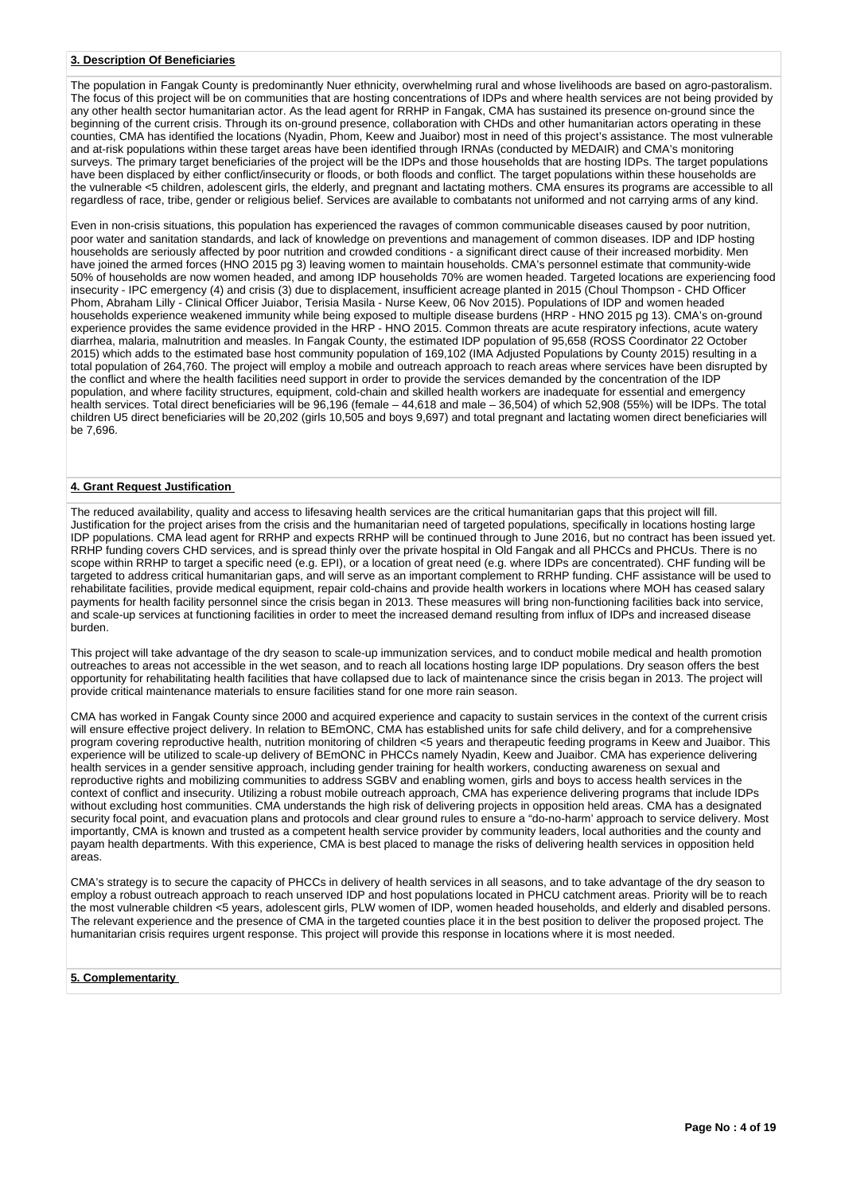**3. Description Of Beneficiaries**

The population in Fangak County is predominantly Nuer ethnicity, overwhelming rural and whose livelihoods are based on agro-pastoralism. The focus of this project will be on communities that are hosting concentrations of IDPs and where health services are not being provided by any other health sector humanitarian actor. As the lead agent for RRHP in Fangak, CMA has sustained its presence on-ground since the beginning of the current crisis. Through its on-ground presence, collaboration with CHDs and other humanitarian actors operating in these counties, CMA has identified the locations (Nyadin, Phom, Keew and Juaibor) most in need of this project's assistance. The most vulnerable and at-risk populations within these target areas have been identified through IRNAs (conducted by MEDAIR) and CMA's monitoring surveys. The primary target beneficiaries of the project will be the IDPs and those households that are hosting IDPs. The target populations have been displaced by either conflict/insecurity or floods, or both floods and conflict. The target populations within these households are the vulnerable <5 children, adolescent girls, the elderly, and pregnant and lactating mothers. CMA ensures its programs are accessible to all regardless of race, tribe, gender or religious belief. Services are available to combatants not uniformed and not carrying arms of any kind.

Even in non-crisis situations, this population has experienced the ravages of common communicable diseases caused by poor nutrition, poor water and sanitation standards, and lack of knowledge on preventions and management of common diseases. IDP and IDP hosting households are seriously affected by poor nutrition and crowded conditions - a significant direct cause of their increased morbidity. Men have joined the armed forces (HNO 2015 pg 3) leaving women to maintain households. CMA's personnel estimate that community-wide 50% of households are now women headed, and among IDP households 70% are women headed. Targeted locations are experiencing food insecurity - IPC emergency (4) and crisis (3) due to displacement, insufficient acreage planted in 2015 (Choul Thompson - CHD Officer Phom, Abraham Lilly - Clinical Officer Juiabor, Terisia Masila - Nurse Keew, 06 Nov 2015). Populations of IDP and women headed households experience weakened immunity while being exposed to multiple disease burdens (HRP - HNO 2015 pg 13). CMA's on-ground experience provides the same evidence provided in the HRP - HNO 2015. Common threats are acute respiratory infections, acute watery diarrhea, malaria, malnutrition and measles. In Fangak County, the estimated IDP population of 95,658 (ROSS Coordinator 22 October 2015) which adds to the estimated base host community population of 169,102 (IMA Adjusted Populations by County 2015) resulting in a total population of 264,760. The project will employ a mobile and outreach approach to reach areas where services have been disrupted by the conflict and where the health facilities need support in order to provide the services demanded by the concentration of the IDP population, and where facility structures, equipment, cold-chain and skilled health workers are inadequate for essential and emergency health services. Total direct beneficiaries will be 96,196 (female – 44,618 and male – 36,504) of which 52,908 (55%) will be IDPs. The total children U5 direct beneficiaries will be 20,202 (girls 10,505 and boys 9,697) and total pregnant and lactating women direct beneficiaries will be 7,696.

**4. Grant Request Justification**

The reduced availability, quality and access to lifesaving health services are the critical humanitarian gaps that this project will fill. Justification for the project arises from the crisis and the humanitarian need of targeted populations, specifically in locations hosting large IDP populations. CMA lead agent for RRHP and expects RRHP will be continued through to June 2016, but no contract has been issued yet. RRHP funding covers CHD services, and is spread thinly over the private hospital in Old Fangak and all PHCCs and PHCUs. There is no scope within RRHP to target a specific need (e.g. EPI), or a location of great need (e.g. where IDPs are concentrated). CHF funding will be targeted to address critical humanitarian gaps, and will serve as an important complement to RRHP funding. CHF assistance will be used to rehabilitate facilities, provide medical equipment, repair cold-chains and provide health workers in locations where MOH has ceased salary payments for health facility personnel since the crisis began in 2013. These measures will bring non-functioning facilities back into service, and scale-up services at functioning facilities in order to meet the increased demand resulting from influx of IDPs and increased disease burden.

This project will take advantage of the dry season to scale-up immunization services, and to conduct mobile medical and health promotion outreaches to areas not accessible in the wet season, and to reach all locations hosting large IDP populations. Dry season offers the best opportunity for rehabilitating health facilities that have collapsed due to lack of maintenance since the crisis began in 2013. The project will provide critical maintenance materials to ensure facilities stand for one more rain season.

CMA has worked in Fangak County since 2000 and acquired experience and capacity to sustain services in the context of the current crisis will ensure effective project delivery. In relation to BEmONC, CMA has established units for safe child delivery, and for a comprehensive program covering reproductive health, nutrition monitoring of children <5 years and therapeutic feeding programs in Keew and Juaibor. This experience will be utilized to scale-up delivery of BEmONC in PHCCs namely Nyadin, Keew and Juaibor. CMA has experience delivering health services in a gender sensitive approach, including gender training for health workers, conducting awareness on sexual and reproductive rights and mobilizing communities to address SGBV and enabling women, girls and boys to access health services in the context of conflict and insecurity. Utilizing a robust mobile outreach approach, CMA has experience delivering programs that include IDPs without excluding host communities. CMA understands the high risk of delivering projects in opposition held areas. CMA has a designated security focal point, and evacuation plans and protocols and clear ground rules to ensure a "do-no-harm' approach to service delivery. Most importantly, CMA is known and trusted as a competent health service provider by community leaders, local authorities and the county and payam health departments. With this experience, CMA is best placed to manage the risks of delivering health services in opposition held areas.

CMA's strategy is to secure the capacity of PHCCs in delivery of health services in all seasons, and to take advantage of the dry season to employ a robust outreach approach to reach unserved IDP and host populations located in PHCU catchment areas. Priority will be to reach the most vulnerable children <5 years, adolescent girls, PLW women of IDP, women headed households, and elderly and disabled persons. The relevant experience and the presence of CMA in the targeted counties place it in the best position to deliver the proposed project. The humanitarian crisis requires urgent response. This project will provide this response in locations where it is most needed.

**5. Complementarity**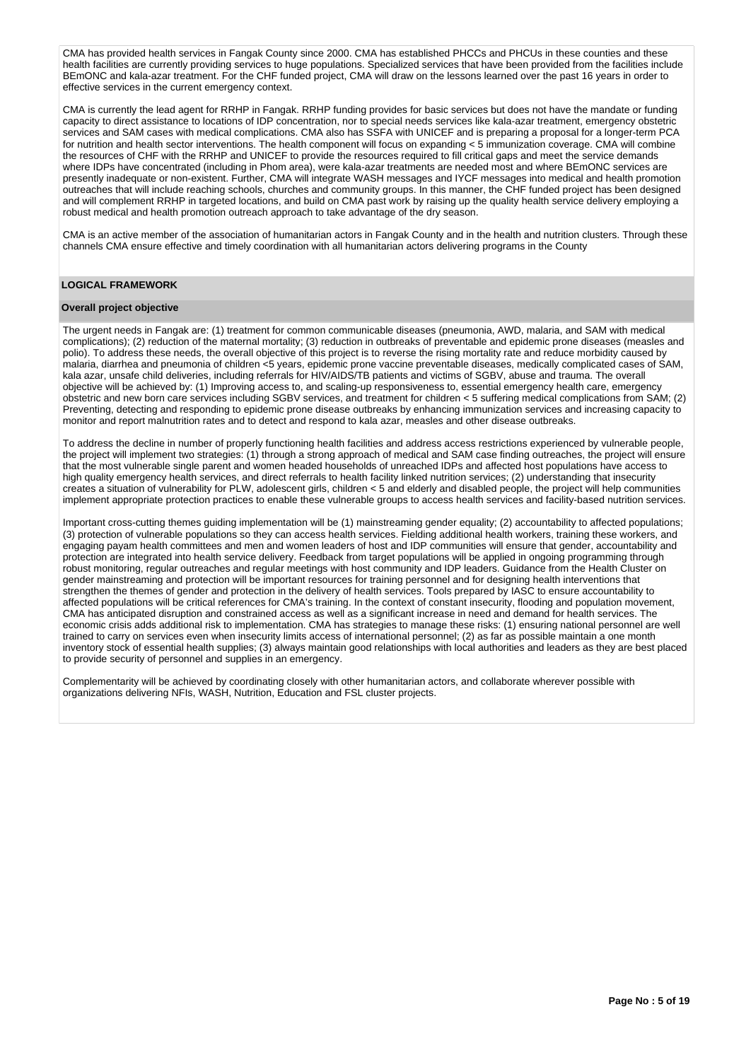CMA has provided health services in Fangak County since 2000. CMA has established PHCCs and PHCUs in these counties and these health facilities are currently providing services to huge populations. Specialized services that have been provided from the facilities include BEmONC and kala-azar treatment. For the CHF funded project, CMA will draw on the lessons learned over the past 16 years in order to effective services in the current emergency context.

CMA is currently the lead agent for RRHP in Fangak. RRHP funding provides for basic services but does not have the mandate or funding capacity to direct assistance to locations of IDP concentration, nor to special needs services like kala-azar treatment, emergency obstetric services and SAM cases with medical complications. CMA also has SSFA with UNICEF and is preparing a proposal for a longer-term PCA for nutrition and health sector interventions. The health component will focus on expanding < 5 immunization coverage. CMA will combine the resources of CHF with the RRHP and UNICEF to provide the resources required to fill critical gaps and meet the service demands where IDPs have concentrated (including in Phom area), were kala-azar treatments are needed most and where BEmONC services are presently inadequate or non-existent. Further, CMA will integrate WASH messages and IYCF messages into medical and health promotion outreaches that will include reaching schools, churches and community groups. In this manner, the CHF funded project has been designed and will complement RRHP in targeted locations, and build on CMA past work by raising up the quality health service delivery employing a robust medical and health promotion outreach approach to take advantage of the dry season.

CMA is an active member of the association of humanitarian actors in Fangak County and in the health and nutrition clusters. Through these channels CMA ensure effective and timely coordination with all humanitarian actors delivering programs in the County

## LOGICAL FRAMEWORK

### Overall project objective

The urgent needs in Fangak are: (1) treatment for common communicable diseases (pneumonia, AWD, malaria, and SAM with medical complications); (2) reduction of the maternal mortality; (3) reduction in outbreaks of preventable and epidemic prone diseases (measles and polio). To address these needs, the overall objective of this project is to reverse the rising mortality rate and reduce morbidity caused by malaria, diarrhea and pneumonia of children <5 years, epidemic prone vaccine preventable diseases, medically complicated cases of SAM, kala azar, unsafe child deliveries, including referrals for HIV/AIDS/TB patients and victims of SGBV, abuse and trauma. The overall objective will be achieved by: (1) Improving access to, and scaling-up responsiveness to, essential emergency health care, emergency obstetric and new born care services including SGBV services, and treatment for children < 5 suffering medical complications from SAM; (2) Preventing, detecting and responding to epidemic prone disease outbreaks by enhancing immunization services and increasing capacity to monitor and report malnutrition rates and to detect and respond to kala azar, measles and other disease outbreaks.

To address the decline in number of properly functioning health facilities and address access restrictions experienced by vulnerable people, the project will implement two strategies: (1) through a strong approach of medical and SAM case finding outreaches, the project will ensure that the most vulnerable single parent and women headed households of unreached IDPs and affected host populations have access to high quality emergency health services, and direct referrals to health facility linked nutrition services; (2) understanding that insecurity creates a situation of vulnerability for PLW, adolescent girls, children < 5 and elderly and disabled people, the project will help communities implement appropriate protection practices to enable these vulnerable groups to access health services and facility-based nutrition services.

Important cross-cutting themes guiding implementation will be (1) mainstreaming gender equality; (2) accountability to affected populations; (3) protection of vulnerable populations so they can access health services. Fielding additional health workers, training these workers, and engaging payam health committees and men and women leaders of host and IDP communities will ensure that gender, accountability and protection are integrated into health service delivery. Feedback from target populations will be applied in ongoing programming through robust monitoring, regular outreaches and regular meetings with host community and IDP leaders. Guidance from the Health Cluster on gender mainstreaming and protection will be important resources for training personnel and for designing health interventions that strengthen the themes of gender and protection in the delivery of health services. Tools prepared by IASC to ensure accountability to affected populations will be critical references for CMA's training. In the context of constant insecurity, flooding and population movement, CMA has anticipated disruption and constrained access as well as a significant increase in need and demand for health services. The economic crisis adds additional risk to implementation. CMA has strategies to manage these risks: (1) ensuring national personnel are well trained to carry on services even when insecurity limits access of international personnel; (2) as far as possible maintain a one month inventory stock of essential health supplies; (3) always maintain good relationships with local authorities and leaders as they are best placed to provide security of personnel and supplies in an emergency.

Complementarity will be achieved by coordinating closely with other humanitarian actors, and collaborate wherever possible with organizations delivering NFIs, WASH, Nutrition, Education and FSL cluster projects.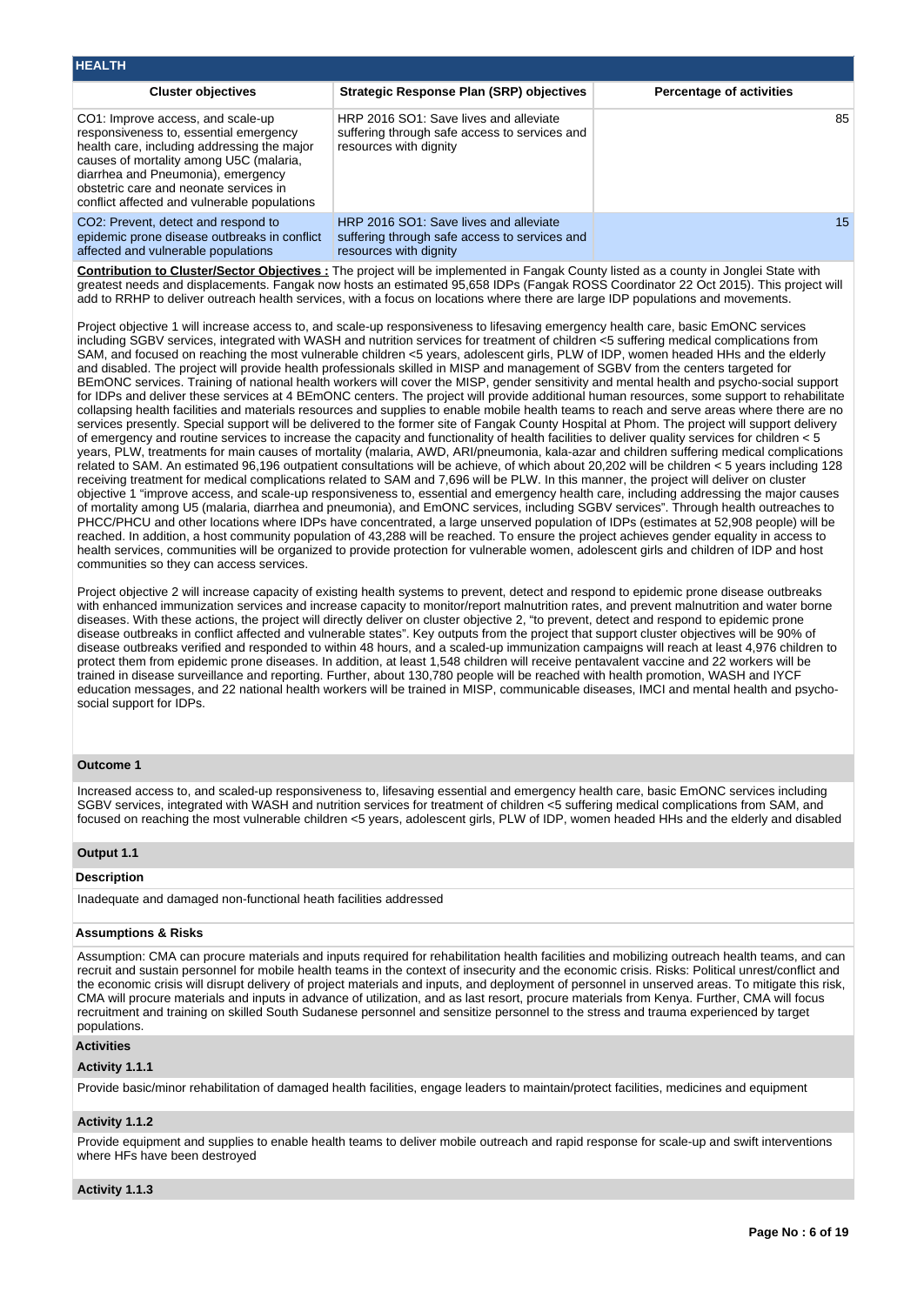## HEALTH

| Cluster objectives | Strategic Response Plan (SRP) objectives | Percentage of activities |
|---|---|---|
| CO1: Improve access, and scale-up responsiveness to, essential emergency health care, including addressing the major causes of mortality among U5C (malaria, diarrhea and Pneumonia), emergency obstetric care and neonate services in conflict affected and vulnerable populations | HRP 2016 SO1: Save lives and alleviate suffering through safe access to services and resources with dignity | 85 |
| CO2: Prevent, detect and respond to epidemic prone disease outbreaks in conflict affected and vulnerable populations | HRP 2016 SO1: Save lives and alleviate suffering through safe access to services and resources with dignity | 15 |

**Contribution to Cluster/Sector Objectives :** The project will be implemented in Fangak County listed as a county in Jonglei State with greatest needs and displacements. Fangak now hosts an estimated 95,658 IDPs (Fangak ROSS Coordinator 22 Oct 2015). This project will add to RRHP to deliver outreach health services, with a focus on locations where there are large IDP populations and movements.

Project objective 1 will increase access to, and scale-up responsiveness to lifesaving emergency health care, basic EmONC services including SGBV services, integrated with WASH and nutrition services for treatment of children <5 suffering medical complications from SAM, and focused on reaching the most vulnerable children <5 years, adolescent girls, PLW of IDP, women headed HHs and the elderly and disabled. The project will provide health professionals skilled in MISP and management of SGBV from the centers targeted for BEmONC services. Training of national health workers will cover the MISP, gender sensitivity and mental health and psycho-social support for IDPs and deliver these services at 4 BEmONC centers. The project will provide additional human resources, some support to rehabilitate collapsing health facilities and materials resources and supplies to enable mobile health teams to reach and serve areas where there are no services presently. Special support will be delivered to the former site of Fangak County Hospital at Phom. The project will support delivery of emergency and routine services to increase the capacity and functionality of health facilities to deliver quality services for children < 5 years, PLW, treatments for main causes of mortality (malaria, AWD, ARI/pneumonia, kala-azar and children suffering medical complications related to SAM. An estimated 96,196 outpatient consultations will be achieve, of which about 20,202 will be children < 5 years including 128 receiving treatment for medical complications related to SAM and 7,696 will be PLW. In this manner, the project will deliver on cluster objective 1 "improve access, and scale-up responsiveness to, essential and emergency health care, including addressing the major causes of mortality among U5 (malaria, diarrhea and pneumonia), and EmONC services, including SGBV services". Through health outreaches to PHCC/PHCU and other locations where IDPs have concentrated, a large unserved population of IDPs (estimates at 52,908 people) will be reached. In addition, a host community population of 43,288 will be reached. To ensure the project achieves gender equality in access to health services, communities will be organized to provide protection for vulnerable women, adolescent girls and children of IDP and host communities so they can access services.

Project objective 2 will increase capacity of existing health systems to prevent, detect and respond to epidemic prone disease outbreaks with enhanced immunization services and increase capacity to monitor/report malnutrition rates, and prevent malnutrition and water borne diseases. With these actions, the project will directly deliver on cluster objective 2, "to prevent, detect and respond to epidemic prone disease outbreaks in conflict affected and vulnerable states". Key outputs from the project that support cluster objectives will be 90% of disease outbreaks verified and responded to within 48 hours, and a scaled-up immunization campaigns will reach at least 4,976 children to protect them from epidemic prone diseases. In addition, at least 1,548 children will receive pentavalent vaccine and 22 workers will be trained in disease surveillance and reporting. Further, about 130,780 people will be reached with health promotion, WASH and IYCF education messages, and 22 national health workers will be trained in MISP, communicable diseases, IMCI and mental health and psycho-social support for IDPs.

### Outcome 1

Increased access to, and scaled-up responsiveness to, lifesaving essential and emergency health care, basic EmONC services including SGBV services, integrated with WASH and nutrition services for treatment of children <5 suffering medical complications from SAM, and focused on reaching the most vulnerable children <5 years, adolescent girls, PLW of IDP, women headed HHs and the elderly and disabled

### Output 1.1

**Description**

Inadequate and damaged non-functional heath facilities addressed

**Assumptions & Risks**

Assumption: CMA can procure materials and inputs required for rehabilitation health facilities and mobilizing outreach health teams, and can recruit and sustain personnel for mobile health teams in the context of insecurity and the economic crisis. Risks: Political unrest/conflict and the economic crisis will disrupt delivery of project materials and inputs, and deployment of personnel in unserved areas. To mitigate this risk, CMA will procure materials and inputs in advance of utilization, and as last resort, procure materials from Kenya. Further, CMA will focus recruitment and training on skilled South Sudanese personnel and sensitize personnel to the stress and trauma experienced by target populations.

**Activities**

**Activity 1.1.1**

Provide basic/minor rehabilitation of damaged health facilities, engage leaders to maintain/protect facilities, medicines and equipment

**Activity 1.1.2**

Provide equipment and supplies to enable health teams to deliver mobile outreach and rapid response for scale-up and swift interventions where HFs have been destroyed

**Activity 1.1.3**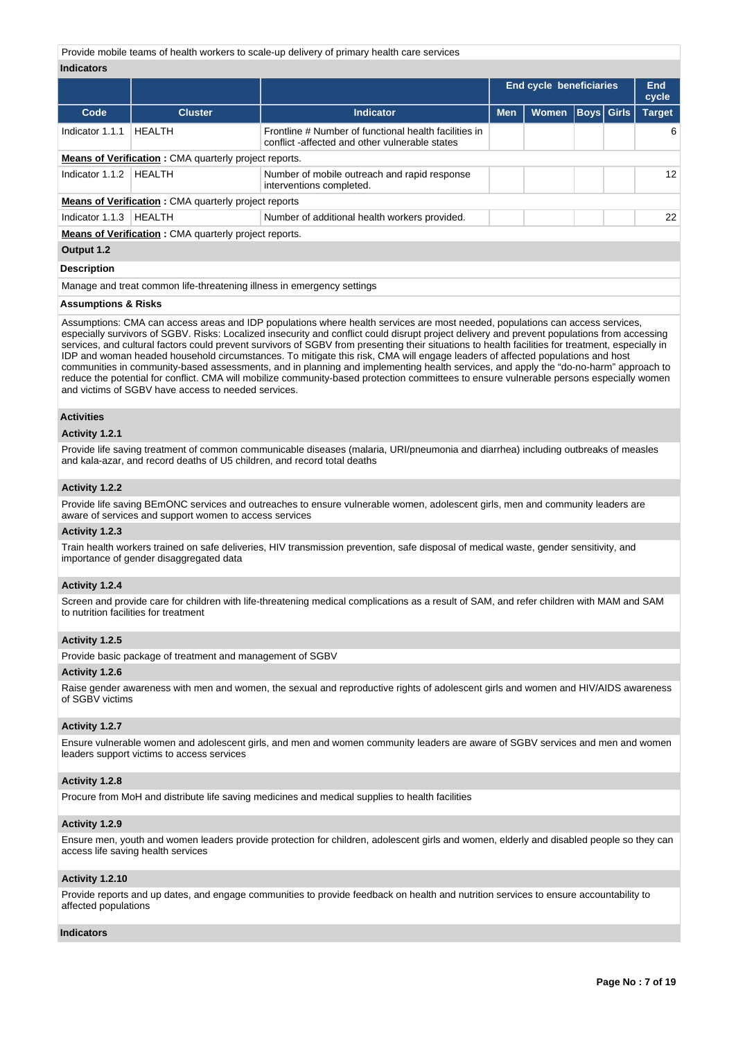Provide mobile teams of health workers to scale-up delivery of primary health care services

**Indicators**

| | | | End cycle beneficiaries | | | | End cycle |
|---|---|---|---|---|---|---|---|
| **Code** | **Cluster** | **Indicator** | **Men** | **Women** | **Boys** | **Girls** | **Target** |
| Indicator 1.1.1 | HEALTH | Frontline # Number of functional health facilities in conflict -affected and other vulnerable states | | | | | 6 |
| **Means of Verification** : CMA quarterly project reports. | | | | | | | |
| Indicator 1.1.2 | HEALTH | Number of mobile outreach and rapid response interventions completed. | | | | | 12 |
| **Means of Verification** : CMA quarterly project reports | | | | | | | |
| Indicator 1.1.3 | HEALTH | Number of additional health workers provided. | | | | | 22 |
| **Means of Verification** : CMA quarterly project reports. | | | | | | | |

**Output 1.2**

**Description**

Manage and treat common life-threatening illness in emergency settings

**Assumptions & Risks**

Assumptions: CMA can access areas and IDP populations where health services are most needed, populations can access services, especially survivors of SGBV. Risks: Localized insecurity and conflict could disrupt project delivery and prevent populations from accessing services, and cultural factors could prevent survivors of SGBV from presenting their situations to health facilities for treatment, especially in IDP and woman headed household circumstances. To mitigate this risk, CMA will engage leaders of affected populations and host communities in community-based assessments, and in planning and implementing health services, and apply the "do-no-harm" approach to reduce the potential for conflict. CMA will mobilize community-based protection committees to ensure vulnerable persons especially women and victims of SGBV have access to needed services.

**Activities**

**Activity 1.2.1**

Provide life saving treatment of common communicable diseases (malaria, URI/pneumonia and diarrhea) including outbreaks of measles and kala-azar, and record deaths of U5 children, and record total deaths

**Activity 1.2.2**

Provide life saving BEmONC services and outreaches to ensure vulnerable women, adolescent girls, men and community leaders are aware of services and support women to access services

**Activity 1.2.3**

Train health workers trained on safe deliveries, HIV transmission prevention, safe disposal of medical waste, gender sensitivity, and importance of gender disaggregated data

**Activity 1.2.4**

Screen and provide care for children with life-threatening medical complications as a result of SAM, and refer children with MAM and SAM to nutrition facilities for treatment

**Activity 1.2.5**

Provide basic package of treatment and management of SGBV

**Activity 1.2.6**

Raise gender awareness with men and women, the sexual and reproductive rights of adolescent girls and women and HIV/AIDS awareness of SGBV victims

**Activity 1.2.7**

Ensure vulnerable women and adolescent girls, and men and women community leaders are aware of SGBV services and men and women leaders support victims to access services

**Activity 1.2.8**

Procure from MoH and distribute life saving medicines and medical supplies to health facilities

**Activity 1.2.9**

Ensure men, youth and women leaders provide protection for children, adolescent girls and women, elderly and disabled people so they can access life saving health services

**Activity 1.2.10**

Provide reports and up dates, and engage communities to provide feedback on health and nutrition services to ensure accountability to affected populations

**Indicators**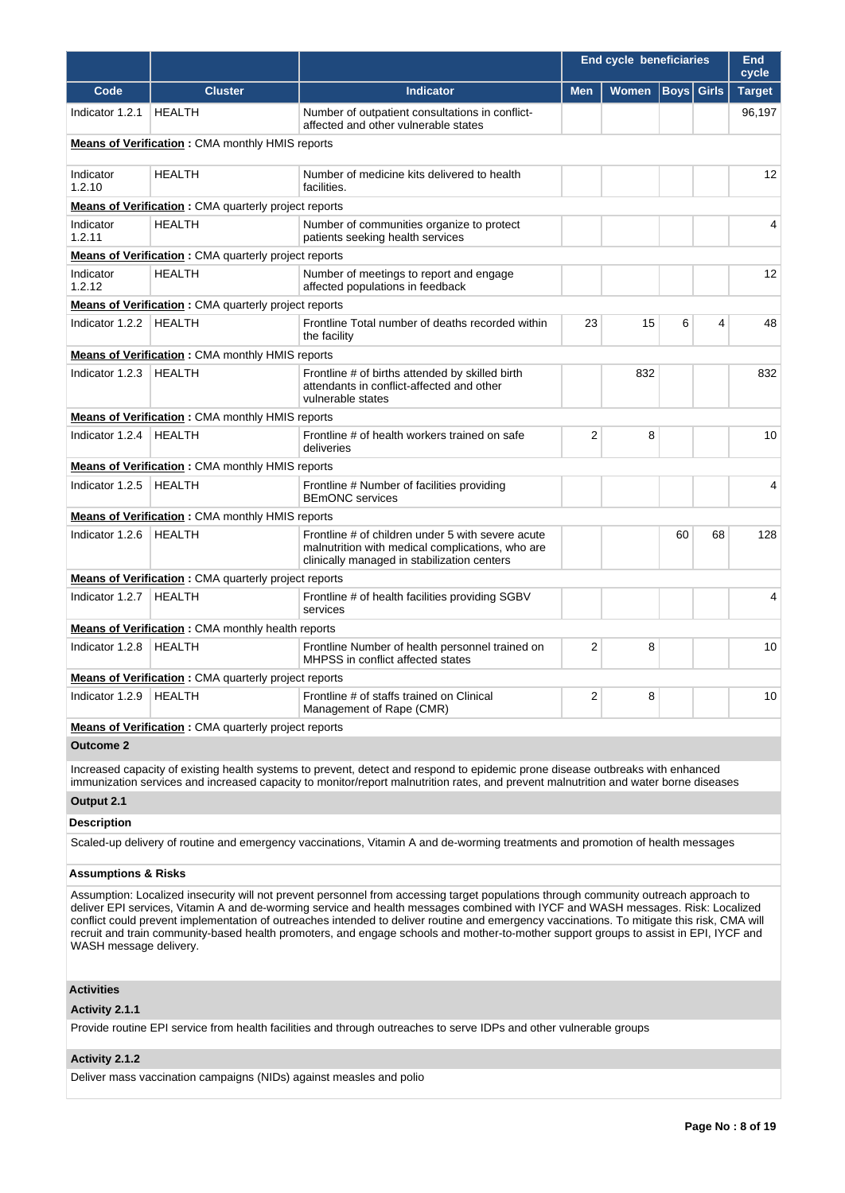| | | | End cycle beneficiaries | | | | End cycle |
|---|---|---|---|---|---|---|---|
| Code | Cluster | Indicator | Men | Women | Boys | Girls | Target |
| Indicator 1.2.1 | HEALTH | Number of outpatient consultations in conflict-affected and other vulnerable states | | | | | 96,197 |
| **Means of Verification :** CMA monthly HMIS reports | | | | | | | |
| Indicator 1.2.10 | HEALTH | Number of medicine kits delivered to health facilities. | | | | | 12 |
| **Means of Verification :** CMA quarterly project reports | | | | | | | |
| Indicator 1.2.11 | HEALTH | Number of communities organize to protect patients seeking health services | | | | | 4 |
| **Means of Verification :** CMA quarterly project reports | | | | | | | |
| Indicator 1.2.12 | HEALTH | Number of meetings to report and engage affected populations in feedback | | | | | 12 |
| **Means of Verification :** CMA quarterly project reports | | | | | | | |
| Indicator 1.2.2 | HEALTH | Frontline Total number of deaths recorded within the facility | 23 | 15 | 6 | 4 | 48 |
| **Means of Verification :** CMA monthly HMIS reports | | | | | | | |
| Indicator 1.2.3 | HEALTH | Frontline # of births attended by skilled birth attendants in conflict-affected and other vulnerable states | | 832 | | | 832 |
| **Means of Verification :** CMA monthly HMIS reports | | | | | | | |
| Indicator 1.2.4 | HEALTH | Frontline # of health workers trained on safe deliveries | 2 | 8 | | | 10 |
| **Means of Verification :** CMA monthly HMIS reports | | | | | | | |
| Indicator 1.2.5 | HEALTH | Frontline # Number of facilities providing BEmONC services | | | | | 4 |
| **Means of Verification :** CMA monthly HMIS reports | | | | | | | |
| Indicator 1.2.6 | HEALTH | Frontline # of children under 5 with severe acute malnutrition with medical complications, who are clinically managed in stabilization centers | | | 60 | 68 | 128 |
| **Means of Verification :** CMA quarterly project reports | | | | | | | |
| Indicator 1.2.7 | HEALTH | Frontline # of health facilities providing SGBV services | | | | | 4 |
| **Means of Verification :** CMA monthly health reports | | | | | | | |
| Indicator 1.2.8 | HEALTH | Frontline Number of health personnel trained on MHPSS in conflict affected states | 2 | 8 | | | 10 |
| **Means of Verification :** CMA quarterly project reports | | | | | | | |
| Indicator 1.2.9 | HEALTH | Frontline # of staffs trained on Clinical Management of Rape (CMR) | 2 | 8 | | | 10 |
| **Means of Verification :** CMA quarterly project reports | | | | | | | |

**Outcome 2**

Increased capacity of existing health systems to prevent, detect and respond to epidemic prone disease outbreaks with enhanced immunization services and increased capacity to monitor/report malnutrition rates, and prevent malnutrition and water borne diseases

**Output 2.1**

**Description**

Scaled-up delivery of routine and emergency vaccinations, Vitamin A and de-worming treatments and promotion of health messages

**Assumptions & Risks**

Assumption: Localized insecurity will not prevent personnel from accessing target populations through community outreach approach to deliver EPI services, Vitamin A and de-worming service and health messages combined with IYCF and WASH messages. Risk: Localized conflict could prevent implementation of outreaches intended to deliver routine and emergency vaccinations. To mitigate this risk, CMA will recruit and train community-based health promoters, and engage schools and mother-to-mother support groups to assist in EPI, IYCF and WASH message delivery.

**Activities**

**Activity 2.1.1**

Provide routine EPI service from health facilities and through outreaches to serve IDPs and other vulnerable groups

**Activity 2.1.2**

Deliver mass vaccination campaigns (NIDs) against measles and polio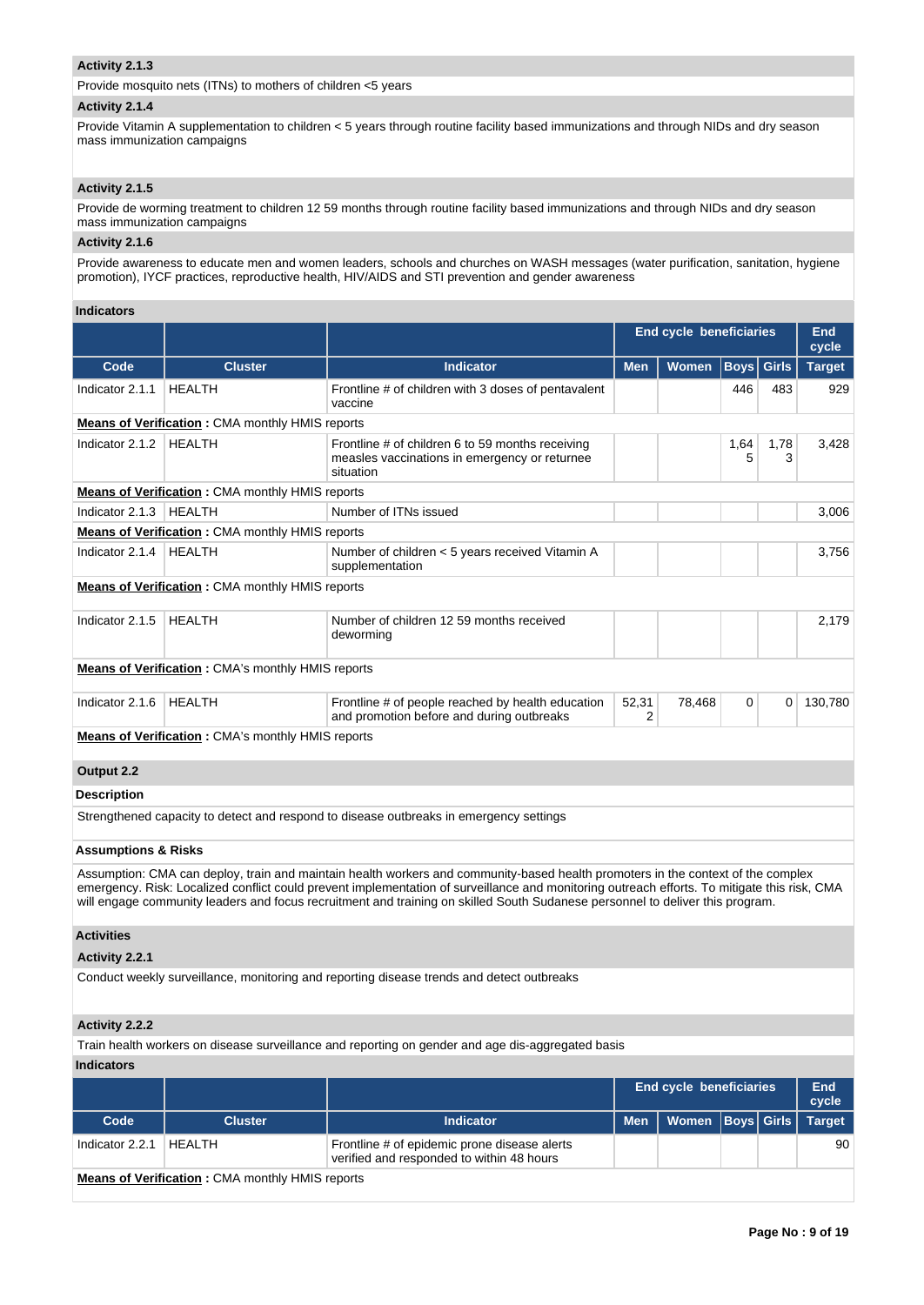### Activity 2.1.3

Provide mosquito nets (ITNs) to mothers of children <5 years

### Activity 2.1.4

Provide Vitamin A supplementation to children < 5 years through routine facility based immunizations and through NIDs and dry season mass immunization campaigns

### Activity 2.1.5

Provide de worming treatment to children 12 59 months through routine facility based immunizations and through NIDs and dry season mass immunization campaigns

### Activity 2.1.6

Provide awareness to educate men and women leaders, schools and churches on WASH messages (water purification, sanitation, hygiene promotion), IYCF practices, reproductive health, HIV/AIDS and STI prevention and gender awareness

### Indicators

| | | | End cycle beneficiaries | | | | End cycle |
|---|---|---|---|---|---|---|---|
| **Code** | **Cluster** | **Indicator** | **Men** | **Women** | **Boys** | **Girls** | **Target** |
| Indicator 2.1.1 | HEALTH | Frontline # of children with 3 doses of pentavalent vaccine | | | 446 | 483 | 929 |
| **Means of Verification** : CMA monthly HMIS reports | | | | | | | |
| Indicator 2.1.2 | HEALTH | Frontline # of children 6 to 59 months receiving measles vaccinations in emergency or returnee situation | | | 1,645 | 1,783 | 3,428 |
| **Means of Verification** : CMA monthly HMIS reports | | | | | | | |
| Indicator 2.1.3 | HEALTH | Number of ITNs issued | | | | | 3,006 |
| **Means of Verification** : CMA monthly HMIS reports | | | | | | | |
| Indicator 2.1.4 | HEALTH | Number of children < 5 years received Vitamin A supplementation | | | | | 3,756 |
| **Means of Verification** : CMA monthly HMIS reports | | | | | | | |
| Indicator 2.1.5 | HEALTH | Number of children 12 59 months received deworming | | | | | 2,179 |
| **Means of Verification** : CMA's monthly HMIS reports | | | | | | | |
| Indicator 2.1.6 | HEALTH | Frontline # of people reached by health education and promotion before and during outbreaks | 52,312 | 78,468 | 0 | 0 | 130,780 |
| **Means of Verification** : CMA's monthly HMIS reports | | | | | | | |

### Output 2.2

**Description**

Strengthened capacity to detect and respond to disease outbreaks in emergency settings

**Assumptions & Risks**

Assumption: CMA can deploy, train and maintain health workers and community-based health promoters in the context of the complex emergency. Risk: Localized conflict could prevent implementation of surveillance and monitoring outreach efforts. To mitigate this risk, CMA will engage community leaders and focus recruitment and training on skilled South Sudanese personnel to deliver this program.

**Activities**

### Activity 2.2.1

Conduct weekly surveillance, monitoring and reporting disease trends and detect outbreaks

### Activity 2.2.2

Train health workers on disease surveillance and reporting on gender and age dis-aggregated basis

### Indicators

| | | | End cycle beneficiaries | | | | End cycle |
|---|---|---|---|---|---|---|---|
| **Code** | **Cluster** | **Indicator** | **Men** | **Women** | **Boys** | **Girls** | **Target** |
| Indicator 2.2.1 | HEALTH | Frontline # of epidemic prone disease alerts verified and responded to within 48 hours | | | | | 90 |
| **Means of Verification** : CMA monthly HMIS reports | | | | | | | |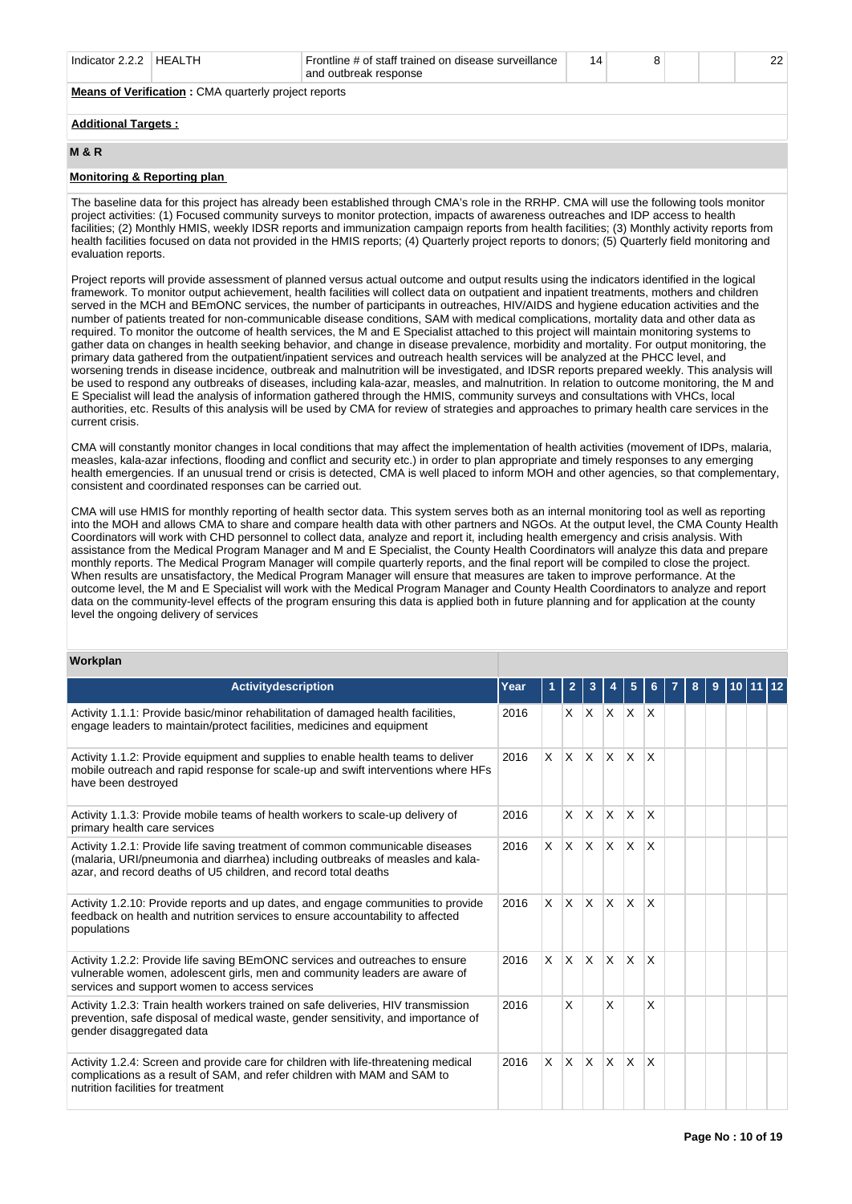| Indicator 2.2.2 | HEALTH | Frontline # of staff trained on disease surveillance and outbreak response | 14 | 8 | | | 22 |
|---|---|---|---|---|---|---|---|

**Means of Verification :** CMA quarterly project reports

**Additional Targets :**

## M & R

**Monitoring & Reporting plan**

The baseline data for this project has already been established through CMA's role in the RRHP. CMA will use the following tools monitor project activities: (1) Focused community surveys to monitor protection, impacts of awareness outreaches and IDP access to health facilities; (2) Monthly HMIS, weekly IDSR reports and immunization campaign reports from health facilities; (3) Monthly activity reports from health facilities focused on data not provided in the HMIS reports; (4) Quarterly project reports to donors; (5) Quarterly field monitoring and evaluation reports.

Project reports will provide assessment of planned versus actual outcome and output results using the indicators identified in the logical framework. To monitor output achievement, health facilities will collect data on outpatient and inpatient treatments, mothers and children served in the MCH and BEmONC services, the number of participants in outreaches, HIV/AIDS and hygiene education activities and the number of patients treated for non-communicable disease conditions, SAM with medical complications, mortality data and other data as required. To monitor the outcome of health services, the M and E Specialist attached to this project will maintain monitoring systems to gather data on changes in health seeking behavior, and change in disease prevalence, morbidity and mortality. For output monitoring, the primary data gathered from the outpatient/inpatient services and outreach health services will be analyzed at the PHCC level, and worsening trends in disease incidence, outbreak and malnutrition will be investigated, and IDSR reports prepared weekly. This analysis will be used to respond any outbreaks of diseases, including kala-azar, measles, and malnutrition. In relation to outcome monitoring, the M and E Specialist will lead the analysis of information gathered through the HMIS, community surveys and consultations with VHCs, local authorities, etc. Results of this analysis will be used by CMA for review of strategies and approaches to primary health care services in the current crisis.

CMA will constantly monitor changes in local conditions that may affect the implementation of health activities (movement of IDPs, malaria, measles, kala-azar infections, flooding and conflict and security etc.) in order to plan appropriate and timely responses to any emerging health emergencies. If an unusual trend or crisis is detected, CMA is well placed to inform MOH and other agencies, so that complementary, consistent and coordinated responses can be carried out.

CMA will use HMIS for monthly reporting of health sector data. This system serves both as an internal monitoring tool as well as reporting into the MOH and allows CMA to share and compare health data with other partners and NGOs. At the output level, the CMA County Health Coordinators will work with CHD personnel to collect data, analyze and report it, including health emergency and crisis analysis. With assistance from the Medical Program Manager and M and E Specialist, the County Health Coordinators will analyze this data and prepare monthly reports. The Medical Program Manager will compile quarterly reports, and the final report will be compiled to close the project. When results are unsatisfactory, the Medical Program Manager will ensure that measures are taken to improve performance. At the outcome level, the M and E Specialist will work with the Medical Program Manager and County Health Coordinators to analyze and report data on the community-level effects of the program ensuring this data is applied both in future planning and for application at the county level the ongoing delivery of services

**Workplan**

| Activitydescription | Year | 1 | 2 | 3 | 4 | 5 | 6 | 7 | 8 | 9 | 10 | 11 | 12 |
|---|---|---|---|---|---|---|---|---|---|---|---|---|---|
| Activity 1.1.1: Provide basic/minor rehabilitation of damaged health facilities, engage leaders to maintain/protect facilities, medicines and equipment | 2016 | | X | X | X | X | X | | | | | | |
| Activity 1.1.2: Provide equipment and supplies to enable health teams to deliver mobile outreach and rapid response for scale-up and swift interventions where HFs have been destroyed | 2016 | X | X | X | X | X | X | | | | | | |
| Activity 1.1.3: Provide mobile teams of health workers to scale-up delivery of primary health care services | 2016 | | X | X | X | X | X | | | | | | |
| Activity 1.2.1: Provide life saving treatment of common communicable diseases (malaria, URI/pneumonia and diarrhea) including outbreaks of measles and kala-azar, and record deaths of U5 children, and record total deaths | 2016 | X | X | X | X | X | X | | | | | | |
| Activity 1.2.10: Provide reports and up dates, and engage communities to provide feedback on health and nutrition services to ensure accountability to affected populations | 2016 | X | X | X | X | X | X | | | | | | |
| Activity 1.2.2: Provide life saving BEmONC services and outreaches to ensure vulnerable women, adolescent girls, men and community leaders are aware of services and support women to access services | 2016 | X | X | X | X | X | X | | | | | | |
| Activity 1.2.3: Train health workers trained on safe deliveries, HIV transmission prevention, safe disposal of medical waste, gender sensitivity, and importance of gender disaggregated data | 2016 | | X | | X | | X | | | | | | |
| Activity 1.2.4: Screen and provide care for children with life-threatening medical complications as a result of SAM, and refer children with MAM and SAM to nutrition facilities for treatment | 2016 | X | X | X | X | X | X | | | | | | |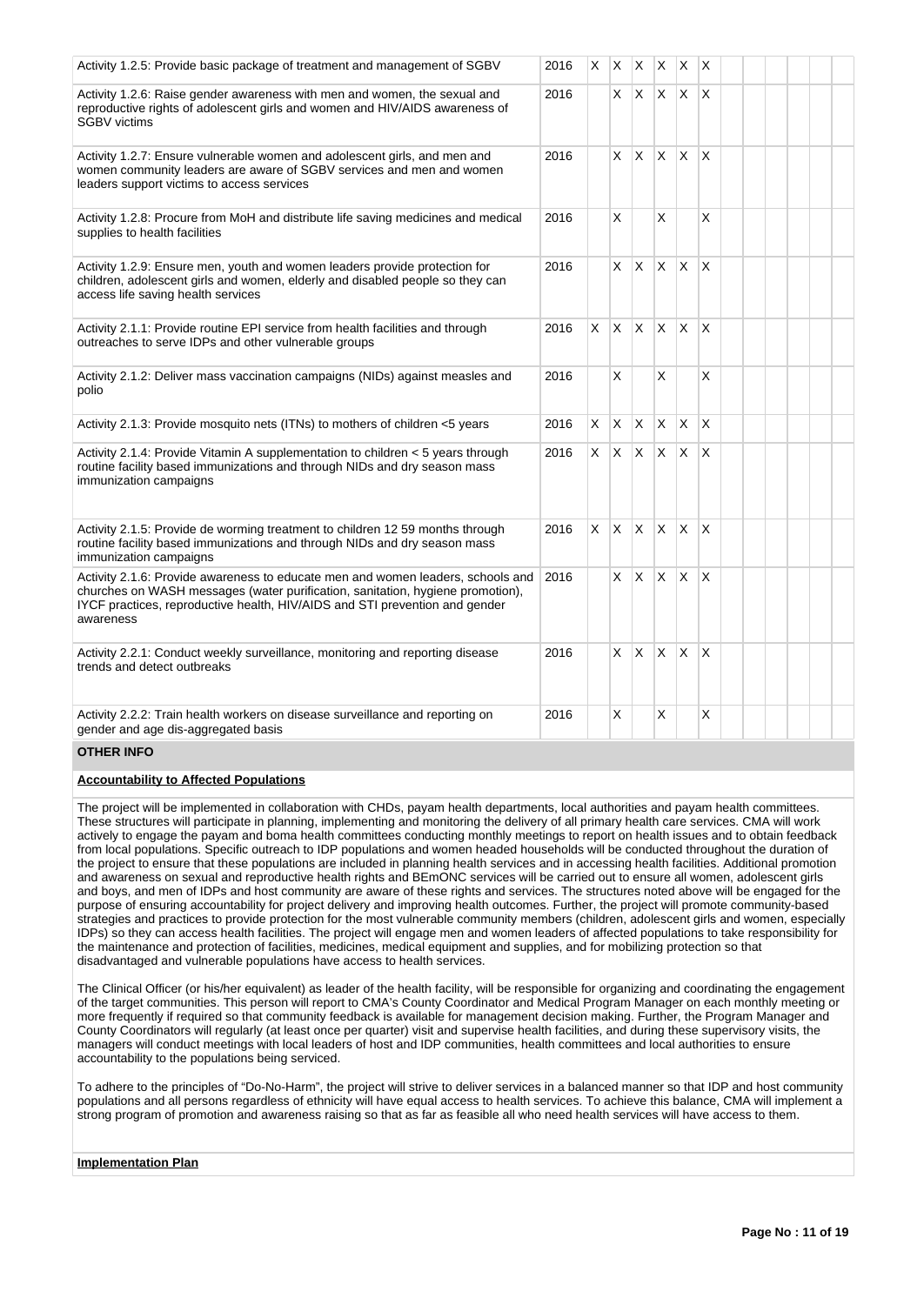| Activity | Year | 1 | 2 | 3 | 4 | 5 | 6 | 7 | 8 | 9 | 10 | 11 | 12 |
|---|---|---|---|---|---|---|---|---|---|---|---|---|---|
| Activity 1.2.5: Provide basic package of treatment and management of SGBV | 2016 | X | X | X | X | X | X | | | | | | |
| Activity 1.2.6: Raise gender awareness with men and women, the sexual and reproductive rights of adolescent girls and women and HIV/AIDS awareness of SGBV victims | 2016 | | X | X | X | X | X | | | | | | |
| Activity 1.2.7: Ensure vulnerable women and adolescent girls, and men and women community leaders are aware of SGBV services and men and women leaders support victims to access services | 2016 | | X | X | X | X | X | | | | | | |
| Activity 1.2.8: Procure from MoH and distribute life saving medicines and medical supplies to health facilities | 2016 | | X | | X | | X | | | | | | |
| Activity 1.2.9: Ensure men, youth and women leaders provide protection for children, adolescent girls and women, elderly and disabled people so they can access life saving health services | 2016 | | X | X | X | X | X | | | | | | |
| Activity 2.1.1: Provide routine EPI service from health facilities and through outreaches to serve IDPs and other vulnerable groups | 2016 | X | X | X | X | X | X | | | | | | |
| Activity 2.1.2: Deliver mass vaccination campaigns (NIDs) against measles and polio | 2016 | | X | | X | | X | | | | | | |
| Activity 2.1.3: Provide mosquito nets (ITNs) to mothers of children <5 years | 2016 | X | X | X | X | X | X | | | | | | |
| Activity 2.1.4: Provide Vitamin A supplementation to children < 5 years through routine facility based immunizations and through NIDs and dry season mass immunization campaigns | 2016 | X | X | X | X | X | X | | | | | | |
| Activity 2.1.5: Provide de worming treatment to children 12 59 months through routine facility based immunizations and through NIDs and dry season mass immunization campaigns | 2016 | X | X | X | X | X | X | | | | | | |
| Activity 2.1.6: Provide awareness to educate men and women leaders, schools and churches on WASH messages (water purification, sanitation, hygiene promotion), IYCF practices, reproductive health, HIV/AIDS and STI prevention and gender awareness | 2016 | | X | X | X | X | X | | | | | | |
| Activity 2.2.1: Conduct weekly surveillance, monitoring and reporting disease trends and detect outbreaks | 2016 | | X | X | X | X | X | | | | | | |
| Activity 2.2.2: Train health workers on disease surveillance and reporting on gender and age dis-aggregated basis | 2016 | | X | | X | | X | | | | | | |

## OTHER INFO

**Accountability to Affected Populations**

The project will be implemented in collaboration with CHDs, payam health departments, local authorities and payam health committees. These structures will participate in planning, implementing and monitoring the delivery of all primary health care services. CMA will work actively to engage the payam and boma health committees conducting monthly meetings to report on health issues and to obtain feedback from local populations. Specific outreach to IDP populations and women headed households will be conducted throughout the duration of the project to ensure that these populations are included in planning health services and in accessing health facilities. Additional promotion and awareness on sexual and reproductive health rights and BEmONC services will be carried out to ensure all women, adolescent girls and boys, and men of IDPs and host community are aware of these rights and services. The structures noted above will be engaged for the purpose of ensuring accountability for project delivery and improving health outcomes. Further, the project will promote community-based strategies and practices to provide protection for the most vulnerable community members (children, adolescent girls and women, especially IDPs) so they can access health facilities. The project will engage men and women leaders of affected populations to take responsibility for the maintenance and protection of facilities, medicines, medical equipment and supplies, and for mobilizing protection so that disadvantaged and vulnerable populations have access to health services.

The Clinical Officer (or his/her equivalent) as leader of the health facility, will be responsible for organizing and coordinating the engagement of the target communities. This person will report to CMA's County Coordinator and Medical Program Manager on each monthly meeting or more frequently if required so that community feedback is available for management decision making. Further, the Program Manager and County Coordinators will regularly (at least once per quarter) visit and supervise health facilities, and during these supervisory visits, the managers will conduct meetings with local leaders of host and IDP communities, health committees and local authorities to ensure accountability to the populations being serviced.

To adhere to the principles of "Do-No-Harm", the project will strive to deliver services in a balanced manner so that IDP and host community populations and all persons regardless of ethnicity will have equal access to health services. To achieve this balance, CMA will implement a strong program of promotion and awareness raising so that as far as feasible all who need health services will have access to them.

**Implementation Plan**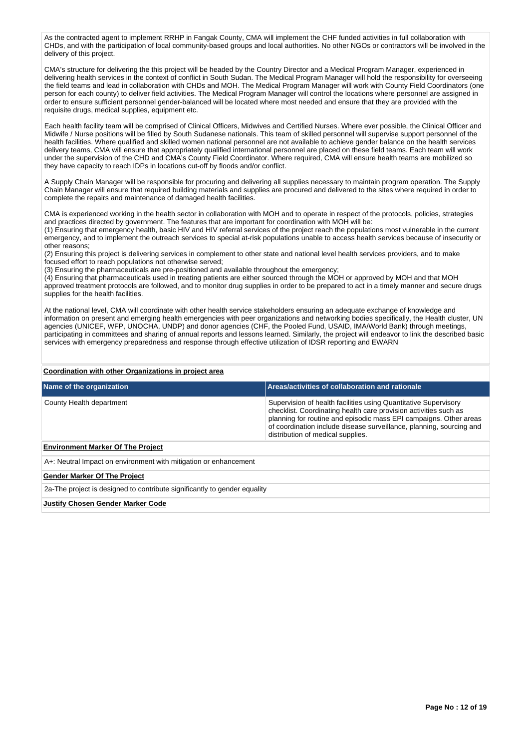As the contracted agent to implement RRHP in Fangak County, CMA will implement the CHF funded activities in full collaboration with CHDs, and with the participation of local community-based groups and local authorities. No other NGOs or contractors will be involved in the delivery of this project.

CMA's structure for delivering the this project will be headed by the Country Director and a Medical Program Manager, experienced in delivering health services in the context of conflict in South Sudan. The Medical Program Manager will hold the responsibility for overseeing the field teams and lead in collaboration with CHDs and MOH. The Medical Program Manager will work with County Field Coordinators (one person for each county) to deliver field activities. The Medical Program Manager will control the locations where personnel are assigned in order to ensure sufficient personnel gender-balanced will be located where most needed and ensure that they are provided with the requisite drugs, medical supplies, equipment etc.

Each health facility team will be comprised of Clinical Officers, Midwives and Certified Nurses. Where ever possible, the Clinical Officer and Midwife / Nurse positions will be filled by South Sudanese nationals. This team of skilled personnel will supervise support personnel of the health facilities. Where qualified and skilled women national personnel are not available to achieve gender balance on the health services delivery teams, CMA will ensure that appropriately qualified international personnel are placed on these field teams. Each team will work under the supervision of the CHD and CMA's County Field Coordinator. Where required, CMA will ensure health teams are mobilized so they have capacity to reach IDPs in locations cut-off by floods and/or conflict.

A Supply Chain Manager will be responsible for procuring and delivering all supplies necessary to maintain program operation. The Supply Chain Manager will ensure that required building materials and supplies are procured and delivered to the sites where required in order to complete the repairs and maintenance of damaged health facilities.

CMA is experienced working in the health sector in collaboration with MOH and to operate in respect of the protocols, policies, strategies and practices directed by government. The features that are important for coordination with MOH will be:
(1) Ensuring that emergency health, basic HIV and HIV referral services of the project reach the populations most vulnerable in the current emergency, and to implement the outreach services to special at-risk populations unable to access health services because of insecurity or other reasons;
(2) Ensuring this project is delivering services in complement to other state and national level health services providers, and to make focused effort to reach populations not otherwise served;
(3) Ensuring the pharmaceuticals are pre-positioned and available throughout the emergency;
(4) Ensuring that pharmaceuticals used in treating patients are either sourced through the MOH or approved by MOH and that MOH approved treatment protocols are followed, and to monitor drug supplies in order to be prepared to act in a timely manner and secure drugs supplies for the health facilities.

At the national level, CMA will coordinate with other health service stakeholders ensuring an adequate exchange of knowledge and information on present and emerging health emergencies with peer organizations and networking bodies specifically, the Health cluster, UN agencies (UNICEF, WFP, UNOCHA, UNDP) and donor agencies (CHF, the Pooled Fund, USAID, IMA/World Bank) through meetings, participating in committees and sharing of annual reports and lessons learned. Similarly, the project will endeavor to link the described basic services with emergency preparedness and response through effective utilization of IDSR reporting and EWARN

**Coordination with other Organizations in project area**

| Name of the organization | Areas/activities of collaboration and rationale |
|---|---|
| County Health department | Supervision of health facilities using Quantitative Supervisory checklist. Coordinating health care provision activities such as planning for routine and episodic mass EPI campaigns. Other areas of coordination include disease surveillance, planning, sourcing and distribution of medical supplies. |

**Environment Marker Of The Project**

A+: Neutral Impact on environment with mitigation or enhancement

**Gender Marker Of The Project**

2a-The project is designed to contribute significantly to gender equality

**Justify Chosen Gender Marker Code**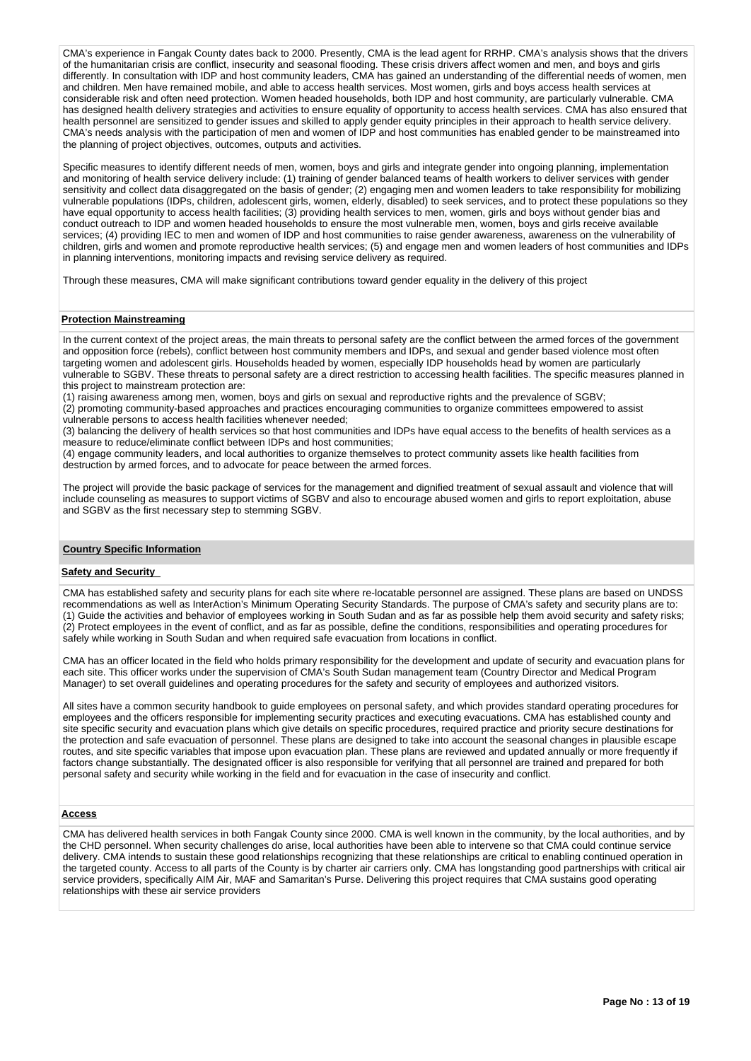CMA's experience in Fangak County dates back to 2000. Presently, CMA is the lead agent for RRHP. CMA's analysis shows that the drivers of the humanitarian crisis are conflict, insecurity and seasonal flooding. These crisis drivers affect women and men, and boys and girls differently. In consultation with IDP and host community leaders, CMA has gained an understanding of the differential needs of women, men and children. Men have remained mobile, and able to access health services. Most women, girls and boys access health services at considerable risk and often need protection. Women headed households, both IDP and host community, are particularly vulnerable. CMA has designed health delivery strategies and activities to ensure equality of opportunity to access health services. CMA has also ensured that health personnel are sensitized to gender issues and skilled to apply gender equity principles in their approach to health service delivery. CMA's needs analysis with the participation of men and women of IDP and host communities has enabled gender to be mainstreamed into the planning of project objectives, outcomes, outputs and activities.

Specific measures to identify different needs of men, women, boys and girls and integrate gender into ongoing planning, implementation and monitoring of health service delivery include: (1) training of gender balanced teams of health workers to deliver services with gender sensitivity and collect data disaggregated on the basis of gender; (2) engaging men and women leaders to take responsibility for mobilizing vulnerable populations (IDPs, children, adolescent girls, women, elderly, disabled) to seek services, and to protect these populations so they have equal opportunity to access health facilities; (3) providing health services to men, women, girls and boys without gender bias and conduct outreach to IDP and women headed households to ensure the most vulnerable men, women, boys and girls receive available services; (4) providing IEC to men and women of IDP and host communities to raise gender awareness, awareness on the vulnerability of children, girls and women and promote reproductive health services; (5) and engage men and women leaders of host communities and IDPs in planning interventions, monitoring impacts and revising service delivery as required.

Through these measures, CMA will make significant contributions toward gender equality in the delivery of this project

**Protection Mainstreaming**

In the current context of the project areas, the main threats to personal safety are the conflict between the armed forces of the government and opposition force (rebels), conflict between host community members and IDPs, and sexual and gender based violence most often targeting women and adolescent girls. Households headed by women, especially IDP households head by women are particularly vulnerable to SGBV. These threats to personal safety are a direct restriction to accessing health facilities. The specific measures planned in this project to mainstream protection are:
(1) raising awareness among men, women, boys and girls on sexual and reproductive rights and the prevalence of SGBV;
(2) promoting community-based approaches and practices encouraging communities to organize committees empowered to assist vulnerable persons to access health facilities whenever needed;
(3) balancing the delivery of health services so that host communities and IDPs have equal access to the benefits of health services as a measure to reduce/eliminate conflict between IDPs and host communities;
(4) engage community leaders, and local authorities to organize themselves to protect community assets like health facilities from destruction by armed forces, and to advocate for peace between the armed forces.

The project will provide the basic package of services for the management and dignified treatment of sexual assault and violence that will include counseling as measures to support victims of SGBV and also to encourage abused women and girls to report exploitation, abuse and SGBV as the first necessary step to stemming SGBV.

**Country Specific Information**

**Safety and Security**

CMA has established safety and security plans for each site where re-locatable personnel are assigned. These plans are based on UNDSS recommendations as well as InterAction's Minimum Operating Security Standards. The purpose of CMA's safety and security plans are to: (1) Guide the activities and behavior of employees working in South Sudan and as far as possible help them avoid security and safety risks; (2) Protect employees in the event of conflict, and as far as possible, define the conditions, responsibilities and operating procedures for safely while working in South Sudan and when required safe evacuation from locations in conflict.

CMA has an officer located in the field who holds primary responsibility for the development and update of security and evacuation plans for each site. This officer works under the supervision of CMA's South Sudan management team (Country Director and Medical Program Manager) to set overall guidelines and operating procedures for the safety and security of employees and authorized visitors.

All sites have a common security handbook to guide employees on personal safety, and which provides standard operating procedures for employees and the officers responsible for implementing security practices and executing evacuations. CMA has established county and site specific security and evacuation plans which give details on specific procedures, required practice and priority secure destinations for the protection and safe evacuation of personnel. These plans are designed to take into account the seasonal changes in plausible escape routes, and site specific variables that impose upon evacuation plan. These plans are reviewed and updated annually or more frequently if factors change substantially. The designated officer is also responsible for verifying that all personnel are trained and prepared for both personal safety and security while working in the field and for evacuation in the case of insecurity and conflict.

**Access**

CMA has delivered health services in both Fangak County since 2000. CMA is well known in the community, by the local authorities, and by the CHD personnel. When security challenges do arise, local authorities have been able to intervene so that CMA could continue service delivery. CMA intends to sustain these good relationships recognizing that these relationships are critical to enabling continued operation in the targeted county. Access to all parts of the County is by charter air carriers only. CMA has longstanding good partnerships with critical air service providers, specifically AIM Air, MAF and Samaritan's Purse. Delivering this project requires that CMA sustains good operating relationships with these air service providers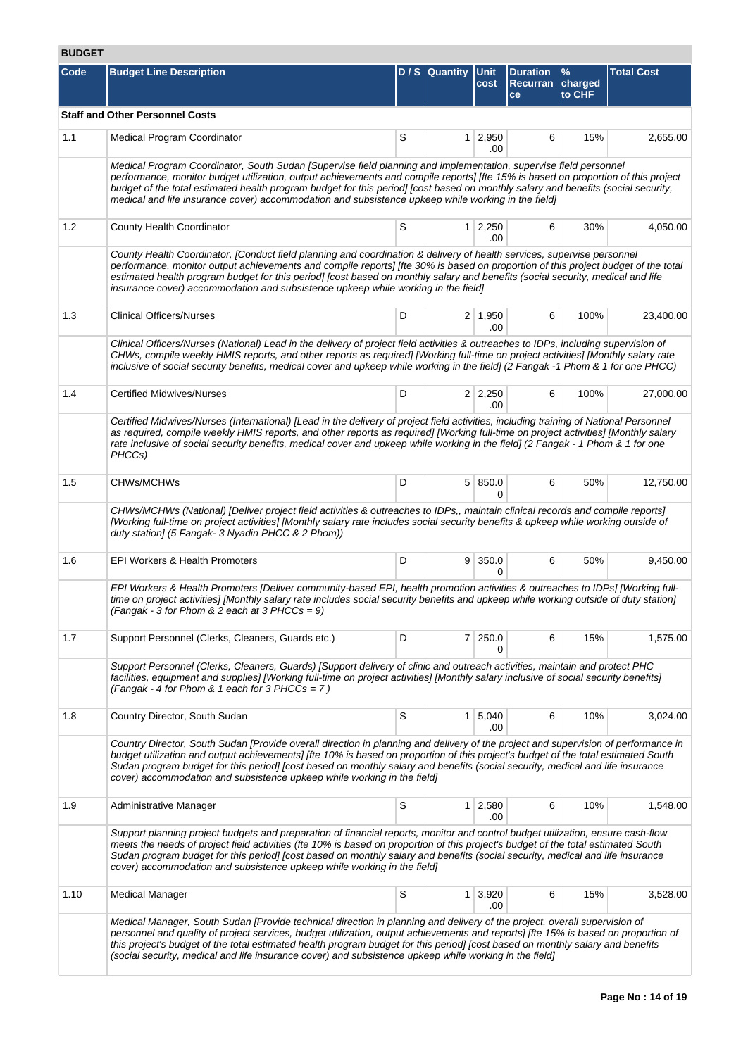## BUDGET

| Code | Budget Line Description | D / S | Quantity | Unit cost | Duration Recurrance | % charged to CHF | Total Cost |
|---|---|---|---|---|---|---|---|
| **Staff and Other Personnel Costs** | | | | | | | |
| 1.1 | Medical Program Coordinator | S | 1 | 2,950.00 | 6 | 15% | 2,655.00 |
| | *Medical Program Coordinator, South Sudan [Supervise field planning and implementation, supervise field personnel performance, monitor budget utilization, output achievements and compile reports] [fte 15% is based on proportion of this project budget of the total estimated health program budget for this period] [cost based on monthly salary and benefits (social security, medical and life insurance cover) accommodation and subsistence upkeep while working in the field]* | | | | | | |
| 1.2 | County Health Coordinator | S | 1 | 2,250.00 | 6 | 30% | 4,050.00 |
| | *County Health Coordinator, [Conduct field planning and coordination & delivery of health services, supervise personnel performance, monitor output achievements and compile reports] [fte 30% is based on proportion of this project budget of the total estimated health program budget for this period] [cost based on monthly salary and benefits (social security, medical and life insurance cover) accommodation and subsistence upkeep while working in the field]* | | | | | | |
| 1.3 | Clinical Officers/Nurses | D | 2 | 1,950.00 | 6 | 100% | 23,400.00 |
| | *Clinical Officers/Nurses (National) Lead in the delivery of project field activities & outreaches to IDPs, including supervision of CHWs, compile weekly HMIS reports, and other reports as required] [Working full-time on project activities] [Monthly salary rate inclusive of social security benefits, medical cover and upkeep while working in the field] (2 Fangak -1 Phom & 1 for one PHCC)* | | | | | | |
| 1.4 | Certified Midwives/Nurses | D | 2 | 2,250.00 | 6 | 100% | 27,000.00 |
| | *Certified Midwives/Nurses (International) [Lead in the delivery of project field activities, including training of National Personnel as required, compile weekly HMIS reports, and other reports as required] [Working full-time on project activities] [Monthly salary rate inclusive of social security benefits, medical cover and upkeep while working in the field] (2 Fangak - 1 Phom & 1 for one PHCCs)* | | | | | | |
| 1.5 | CHWs/MCHWs | D | 5 | 850.00 | 6 | 50% | 12,750.00 |
| | *CHWs/MCHWs (National) [Deliver project field activities & outreaches to IDPs,, maintain clinical records and compile reports] [Working full-time on project activities] [Monthly salary rate includes social security benefits & upkeep while working outside of duty station] (5 Fangak- 3 Nyadin PHCC & 2 Phom))* | | | | | | |
| 1.6 | EPI Workers & Health Promoters | D | 9 | 350.00 | 6 | 50% | 9,450.00 |
| | *EPI Workers & Health Promoters [Deliver community-based EPI, health promotion activities & outreaches to IDPs] [Working full-time on project activities] [Monthly salary rate includes social security benefits and upkeep while working outside of duty station] (Fangak - 3 for Phom & 2 each at 3 PHCCs = 9)* | | | | | | |
| 1.7 | Support Personnel (Clerks, Cleaners, Guards etc.) | D | 7 | 250.00 | 6 | 15% | 1,575.00 |
| | *Support Personnel (Clerks, Cleaners, Guards) [Support delivery of clinic and outreach activities, maintain and protect PHC facilities, equipment and supplies] [Working full-time on project activities] [Monthly salary inclusive of social security benefits] (Fangak - 4 for Phom & 1 each for 3 PHCCs = 7 )* | | | | | | |
| 1.8 | Country Director, South Sudan | S | 1 | 5,040.00 | 6 | 10% | 3,024.00 |
| | *Country Director, South Sudan [Provide overall direction in planning and delivery of the project and supervision of performance in budget utilization and output achievements] [fte 10% is based on proportion of this project's budget of the total estimated South Sudan program budget for this period] [cost based on monthly salary and benefits (social security, medical and life insurance cover) accommodation and subsistence upkeep while working in the field]* | | | | | | |
| 1.9 | Administrative Manager | S | 1 | 2,580.00 | 6 | 10% | 1,548.00 |
| | *Support planning project budgets and preparation of financial reports, monitor and control budget utilization, ensure cash-flow meets the needs of project field activities (fte 10% is based on proportion of this project's budget of the total estimated South Sudan program budget for this period] [cost based on monthly salary and benefits (social security, medical and life insurance cover) accommodation and subsistence upkeep while working in the field]* | | | | | | |
| 1.10 | Medical Manager | S | 1 | 3,920.00 | 6 | 15% | 3,528.00 |
| | *Medical Manager, South Sudan [Provide technical direction in planning and delivery of the project, overall supervision of personnel and quality of project services, budget utilization, output achievements and reports] [fte 15% is based on proportion of this project's budget of the total estimated health program budget for this period] [cost based on monthly salary and benefits (social security, medical and life insurance cover) and subsistence upkeep while working in the field]* | | | | | | |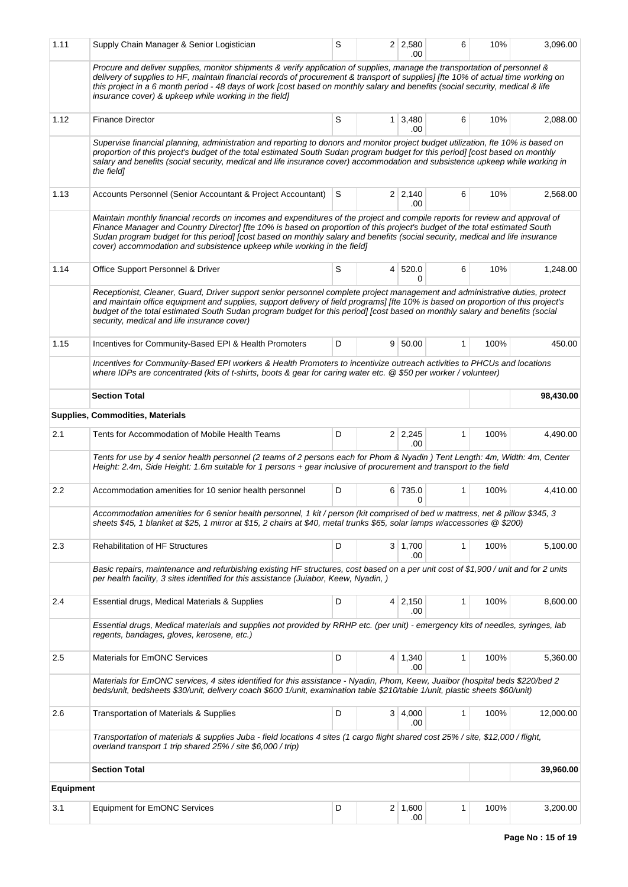| | | | | | | | |
|---|---|---|---|---|---|---|---|
| 1.11 | Supply Chain Manager & Senior Logistician | S | 2 | 2,580.00 | 6 | 10% | 3,096.00 |
| | *Procure and deliver supplies, monitor shipments & verify application of supplies, manage the transportation of personnel & delivery of supplies to HF, maintain financial records of procurement & transport of supplies] [fte 10% of actual time working on this project in a 6 month period - 48 days of work [cost based on monthly salary and benefits (social security, medical & life insurance cover) & upkeep while working in the field]* | | | | | | |
| 1.12 | Finance Director | S | 1 | 3,480.00 | 6 | 10% | 2,088.00 |
| | *Supervise financial planning, administration and reporting to donors and monitor project budget utilization, fte 10% is based on proportion of this project's budget of the total estimated South Sudan program budget for this period] [cost based on monthly salary and benefits (social security, medical and life insurance cover) accommodation and subsistence upkeep while working in the field]* | | | | | | |
| 1.13 | Accounts Personnel (Senior Accountant & Project Accountant) | S | 2 | 2,140.00 | 6 | 10% | 2,568.00 |
| | *Maintain monthly financial records on incomes and expenditures of the project and compile reports for review and approval of Finance Manager and Country Director] [fte 10% is based on proportion of this project's budget of the total estimated South Sudan program budget for this period] [cost based on monthly salary and benefits (social security, medical and life insurance cover) accommodation and subsistence upkeep while working in the field]* | | | | | | |
| 1.14 | Office Support Personnel & Driver | S | 4 | 520.00 | 6 | 10% | 1,248.00 |
| | *Receptionist, Cleaner, Guard, Driver support senior personnel complete project management and administrative duties, protect and maintain office equipment and supplies, support delivery of field programs] [fte 10% is based on proportion of this project's budget of the total estimated South Sudan program budget for this period] [cost based on monthly salary and benefits (social security, medical and life insurance cover)* | | | | | | |
| 1.15 | Incentives for Community-Based EPI & Health Promoters | D | 9 | 50.00 | 1 | 100% | 450.00 |
| | *Incentives for Community-Based EPI workers & Health Promoters to incentivize outreach activities to PHCUs and locations where IDPs are concentrated (kits of t-shirts, boots & gear for caring water etc. @ $50 per worker / volunteer)* | | | | | | |
| | **Section Total** | | | | | | **98,430.00** |
| **Supplies, Commodities, Materials** | | | | | | | |
| 2.1 | Tents for Accommodation of Mobile Health Teams | D | 2 | 2,245.00 | 1 | 100% | 4,490.00 |
| | *Tents for use by 4 senior health personnel (2 teams of 2 persons each for Phom & Nyadin ) Tent Length: 4m, Width: 4m, Center Height: 2.4m, Side Height: 1.6m suitable for 1 persons + gear inclusive of procurement and transport to the field* | | | | | | |
| 2.2 | Accommodation amenities for 10 senior health personnel | D | 6 | 735.00 | 1 | 100% | 4,410.00 |
| | *Accommodation amenities for 6 senior health personnel, 1 kit / person (kit comprised of bed w mattress, net & pillow $345, 3 sheets $45, 1 blanket at $25, 1 mirror at $15, 2 chairs at $40, metal trunks $65, solar lamps w/accessories @ $200)* | | | | | | |
| 2.3 | Rehabilitation of HF Structures | D | 3 | 1,700.00 | 1 | 100% | 5,100.00 |
| | *Basic repairs, maintenance and refurbishing existing HF structures, cost based on a per unit cost of $1,900 / unit and for 2 units per health facility, 3 sites identified for this assistance (Juiabor, Keew, Nyadin, )* | | | | | | |
| 2.4 | Essential drugs, Medical Materials & Supplies | D | 4 | 2,150.00 | 1 | 100% | 8,600.00 |
| | *Essential drugs, Medical materials and supplies not provided by RRHP etc. (per unit) - emergency kits of needles, syringes, lab regents, bandages, gloves, kerosene, etc.)* | | | | | | |
| 2.5 | Materials for EmONC Services | D | 4 | 1,340.00 | 1 | 100% | 5,360.00 |
| | *Materials for EmONC services, 4 sites identified for this assistance - Nyadin, Phom, Keew, Juaibor (hospital beds $220/bed 2 beds/unit, bedsheets $30/unit, delivery coach $600 1/unit, examination table $210/table 1/unit, plastic sheets $60/unit)* | | | | | | |
| 2.6 | Transportation of Materials & Supplies | D | 3 | 4,000.00 | 1 | 100% | 12,000.00 |
| | *Transportation of materials & supplies Juba - field locations 4 sites (1 cargo flight shared cost 25% / site, $12,000 / flight, overland transport 1 trip shared 25% / site $6,000 / trip)* | | | | | | |
| | **Section Total** | | | | | | **39,960.00** |
| **Equipment** | | | | | | | |
| 3.1 | Equipment for EmONC Services | D | 2 | 1,600.00 | 1 | 100% | 3,200.00 |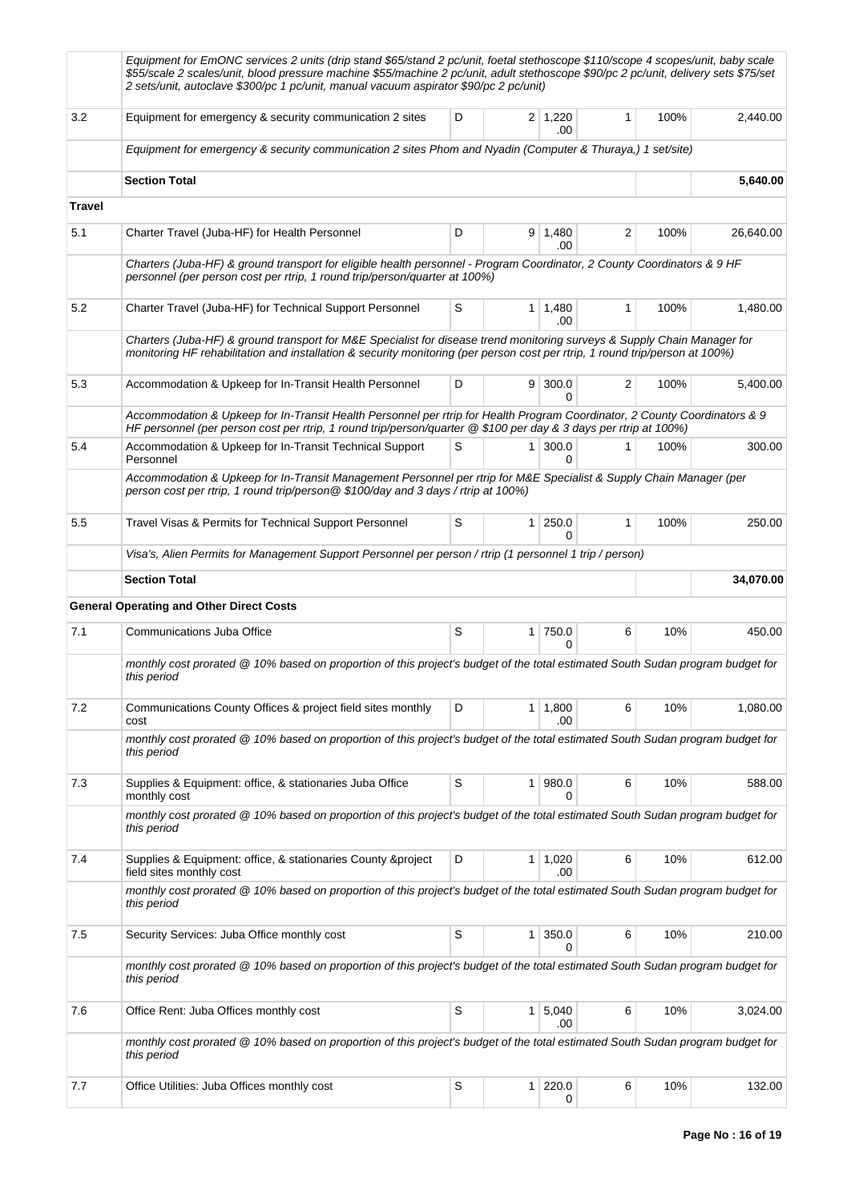| | Equipment for EmONC services 2 units (drip stand $65/stand 2 pc/unit, foetal stethoscope $110/scope 4 scopes/unit, baby scale $55/scale 2 scales/unit, blood pressure machine $55/machine 2 pc/unit, adult stethoscope $90/pc 2 pc/unit, delivery sets $75/set 2 sets/unit, autoclave $300/pc 1 pc/unit, manual vacuum aspirator $90/pc 2 pc/unit) | | | | | | |
|---|---|---|---|---|---|---|---|
| 3.2 | Equipment for emergency & security communication 2 sites | D | 2 | 1,220.00 | 1 | 100% | 2,440.00 |
| | Equipment for emergency & security communication 2 sites Phom and Nyadin (Computer & Thuraya,) 1 set/site) | | | | | | |
| | **Section Total** | | | | | | **5,640.00** |
| **Travel** | | | | | | | |
| 5.1 | Charter Travel (Juba-HF) for Health Personnel | D | 9 | 1,480.00 | 2 | 100% | 26,640.00 |
| | Charters (Juba-HF) & ground transport for eligible health personnel - Program Coordinator, 2 County Coordinators & 9 HF personnel (per person cost per rtrip, 1 round trip/person/quarter at 100%) | | | | | | |
| 5.2 | Charter Travel (Juba-HF) for Technical Support Personnel | S | 1 | 1,480.00 | 1 | 100% | 1,480.00 |
| | Charters (Juba-HF) & ground transport for M&E Specialist for disease trend monitoring surveys & Supply Chain Manager for monitoring HF rehabilitation and installation & security monitoring (per person cost per rtrip, 1 round trip/person at 100%) | | | | | | |
| 5.3 | Accommodation & Upkeep for In-Transit Health Personnel | D | 9 | 300.00 | 2 | 100% | 5,400.00 |
| | Accommodation & Upkeep for In-Transit Health Personnel per rtrip for Health Program Coordinator, 2 County Coordinators & 9 HF personnel (per person cost per rtrip, 1 round trip/person/quarter @ $100 per day & 3 days per rtrip at 100%) | | | | | | |
| 5.4 | Accommodation & Upkeep for In-Transit Technical Support Personnel | S | 1 | 300.00 | 1 | 100% | 300.00 |
| | Accommodation & Upkeep for In-Transit Management Personnel per rtrip for M&E Specialist & Supply Chain Manager (per person cost per rtrip, 1 round trip/person@ $100/day and 3 days / rtrip at 100%) | | | | | | |
| 5.5 | Travel Visas & Permits for Technical Support Personnel | S | 1 | 250.00 | 1 | 100% | 250.00 |
| | Visa's, Alien Permits for Management Support Personnel per person / rtrip (1 personnel 1 trip / person) | | | | | | |
| | **Section Total** | | | | | | **34,070.00** |
| **General Operating and Other Direct Costs** | | | | | | | |
| 7.1 | Communications Juba Office | S | 1 | 750.00 | 6 | 10% | 450.00 |
| | monthly cost prorated @ 10% based on proportion of this project's budget of the total estimated South Sudan program budget for this period | | | | | | |
| 7.2 | Communications County Offices & project field sites monthly cost | D | 1 | 1,800.00 | 6 | 10% | 1,080.00 |
| | monthly cost prorated @ 10% based on proportion of this project's budget of the total estimated South Sudan program budget for this period | | | | | | |
| 7.3 | Supplies & Equipment: office, & stationaries Juba Office monthly cost | S | 1 | 980.00 | 6 | 10% | 588.00 |
| | monthly cost prorated @ 10% based on proportion of this project's budget of the total estimated South Sudan program budget for this period | | | | | | |
| 7.4 | Supplies & Equipment: office, & stationaries County &project field sites monthly cost | D | 1 | 1,020.00 | 6 | 10% | 612.00 |
| | monthly cost prorated @ 10% based on proportion of this project's budget of the total estimated South Sudan program budget for this period | | | | | | |
| 7.5 | Security Services: Juba Office monthly cost | S | 1 | 350.00 | 6 | 10% | 210.00 |
| | monthly cost prorated @ 10% based on proportion of this project's budget of the total estimated South Sudan program budget for this period | | | | | | |
| 7.6 | Office Rent: Juba Offices monthly cost | S | 1 | 5,040.00 | 6 | 10% | 3,024.00 |
| | monthly cost prorated @ 10% based on proportion of this project's budget of the total estimated South Sudan program budget for this period | | | | | | |
| 7.7 | Office Utilities: Juba Offices monthly cost | S | 1 | 220.00 | 6 | 10% | 132.00 |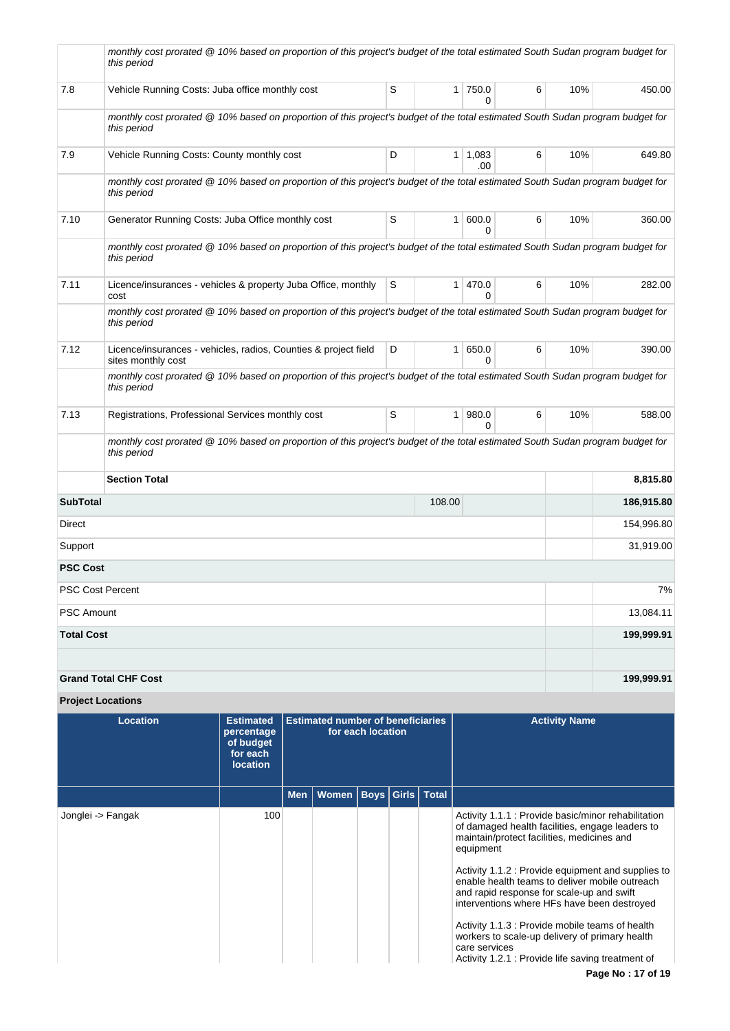| | | | | | | | |
|---|---|---|---|---|---|---|---|
| | *monthly cost prorated @ 10% based on proportion of this project's budget of the total estimated South Sudan program budget for this period* | | | | | | |
| 7.8 | Vehicle Running Costs: Juba office monthly cost | S | 1 | 750.00 | 6 | 10% | 450.00 |
| | *monthly cost prorated @ 10% based on proportion of this project's budget of the total estimated South Sudan program budget for this period* | | | | | | |
| 7.9 | Vehicle Running Costs: County monthly cost | D | 1 | 1,083.00 | 6 | 10% | 649.80 |
| | *monthly cost prorated @ 10% based on proportion of this project's budget of the total estimated South Sudan program budget for this period* | | | | | | |
| 7.10 | Generator Running Costs: Juba Office monthly cost | S | 1 | 600.00 | 6 | 10% | 360.00 |
| | *monthly cost prorated @ 10% based on proportion of this project's budget of the total estimated South Sudan program budget for this period* | | | | | | |
| 7.11 | Licence/insurances - vehicles & property Juba Office, monthly cost | S | 1 | 470.00 | 6 | 10% | 282.00 |
| | *monthly cost prorated @ 10% based on proportion of this project's budget of the total estimated South Sudan program budget for this period* | | | | | | |
| 7.12 | Licence/insurances - vehicles, radios, Counties & project field sites monthly cost | D | 1 | 650.00 | 6 | 10% | 390.00 |
| | *monthly cost prorated @ 10% based on proportion of this project's budget of the total estimated South Sudan program budget for this period* | | | | | | |
| 7.13 | Registrations, Professional Services monthly cost | S | 1 | 980.00 | 6 | 10% | 588.00 |
| | *monthly cost prorated @ 10% based on proportion of this project's budget of the total estimated South Sudan program budget for this period* | | | | | | |
| | **Section Total** | | | | | | **8,815.80** |
| **SubTotal** | | | 108.00 | | | | **186,915.80** |
| Direct | | | | | | | 154,996.80 |
| Support | | | | | | | 31,919.00 |
| **PSC Cost** | | | | | | | |
| PSC Cost Percent | | | | | | | 7% |
| PSC Amount | | | | | | | 13,084.11 |
| **Total Cost** | | | | | | | **199,999.91** |
| | | | | | | | |
| **Grand Total CHF Cost** | | | | | | | **199,999.91** |

**Project Locations**

| Location | Estimated percentage of budget for each location | Estimated number of beneficiaries for each location | | | | | Activity Name |
|---|---|---|---|---|---|---|---|
| | | Men | Women | Boys | Girls | Total | |
| Jonglei -> Fangak | 100 | | | | | | Activity 1.1.1 : Provide basic/minor rehabilitation of damaged health facilities, engage leaders to maintain/protect facilities, medicines and equipment<br><br>Activity 1.1.2 : Provide equipment and supplies to enable health teams to deliver mobile outreach and rapid response for scale-up and swift interventions where HFs have been destroyed<br><br>Activity 1.1.3 : Provide mobile teams of health workers to scale-up delivery of primary health care services<br>Activity 1.2.1 : Provide life saving treatment of |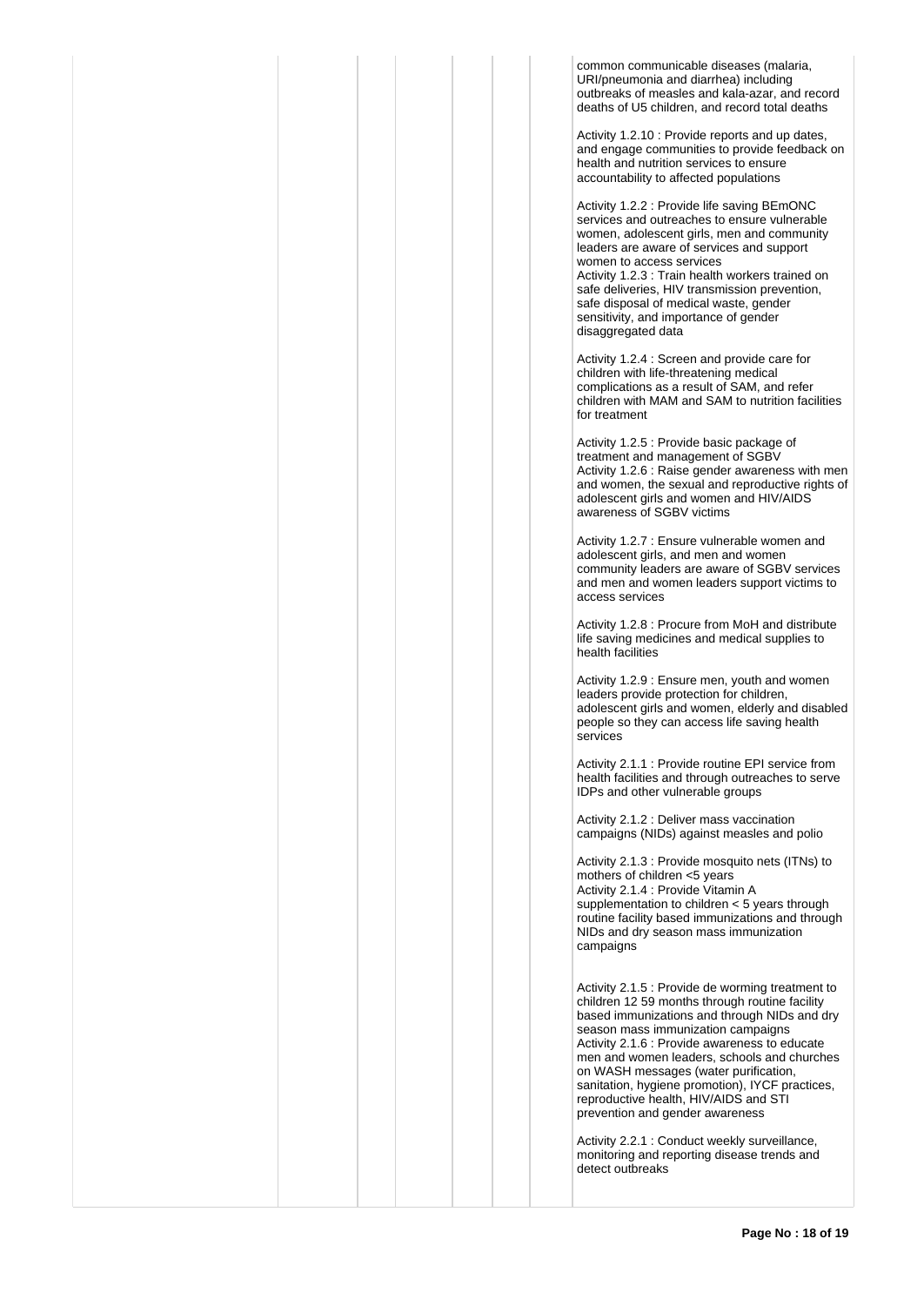| | | | | | | |
|---|---|---|---|---|---|---|
| | | | | | | common communicable diseases (malaria, URI/pneumonia and diarrhea) including outbreaks of measles and kala-azar, and record deaths of U5 children, and record total deaths<br><br>Activity 1.2.10 : Provide reports and up dates, and engage communities to provide feedback on health and nutrition services to ensure accountability to affected populations<br><br>Activity 1.2.2 : Provide life saving BEmONC services and outreaches to ensure vulnerable women, adolescent girls, men and community leaders are aware of services and support women to access services<br>Activity 1.2.3 : Train health workers trained on safe deliveries, HIV transmission prevention, safe disposal of medical waste, gender sensitivity, and importance of gender disaggregated data<br><br>Activity 1.2.4 : Screen and provide care for children with life-threatening medical complications as a result of SAM, and refer children with MAM and SAM to nutrition facilities for treatment<br><br>Activity 1.2.5 : Provide basic package of treatment and management of SGBV<br>Activity 1.2.6 : Raise gender awareness with men and women, the sexual and reproductive rights of adolescent girls and women and HIV/AIDS awareness of SGBV victims<br><br>Activity 1.2.7 : Ensure vulnerable women and adolescent girls, and men and women community leaders are aware of SGBV services and men and women leaders support victims to access services<br><br>Activity 1.2.8 : Procure from MoH and distribute life saving medicines and medical supplies to health facilities<br><br>Activity 1.2.9 : Ensure men, youth and women leaders provide protection for children, adolescent girls and women, elderly and disabled people so they can access life saving health services<br><br>Activity 2.1.1 : Provide routine EPI service from health facilities and through outreaches to serve IDPs and other vulnerable groups<br><br>Activity 2.1.2 : Deliver mass vaccination campaigns (NIDs) against measles and polio<br><br>Activity 2.1.3 : Provide mosquito nets (ITNs) to mothers of children <5 years<br>Activity 2.1.4 : Provide Vitamin A supplementation to children < 5 years through routine facility based immunizations and through NIDs and dry season mass immunization campaigns<br><br>Activity 2.1.5 : Provide de worming treatment to children 12 59 months through routine facility based immunizations and through NIDs and dry season mass immunization campaigns<br>Activity 2.1.6 : Provide awareness to educate men and women leaders, schools and churches on WASH messages (water purification, sanitation, hygiene promotion), IYCF practices, reproductive health, HIV/AIDS and STI prevention and gender awareness<br><br>Activity 2.2.1 : Conduct weekly surveillance, monitoring and reporting disease trends and detect outbreaks |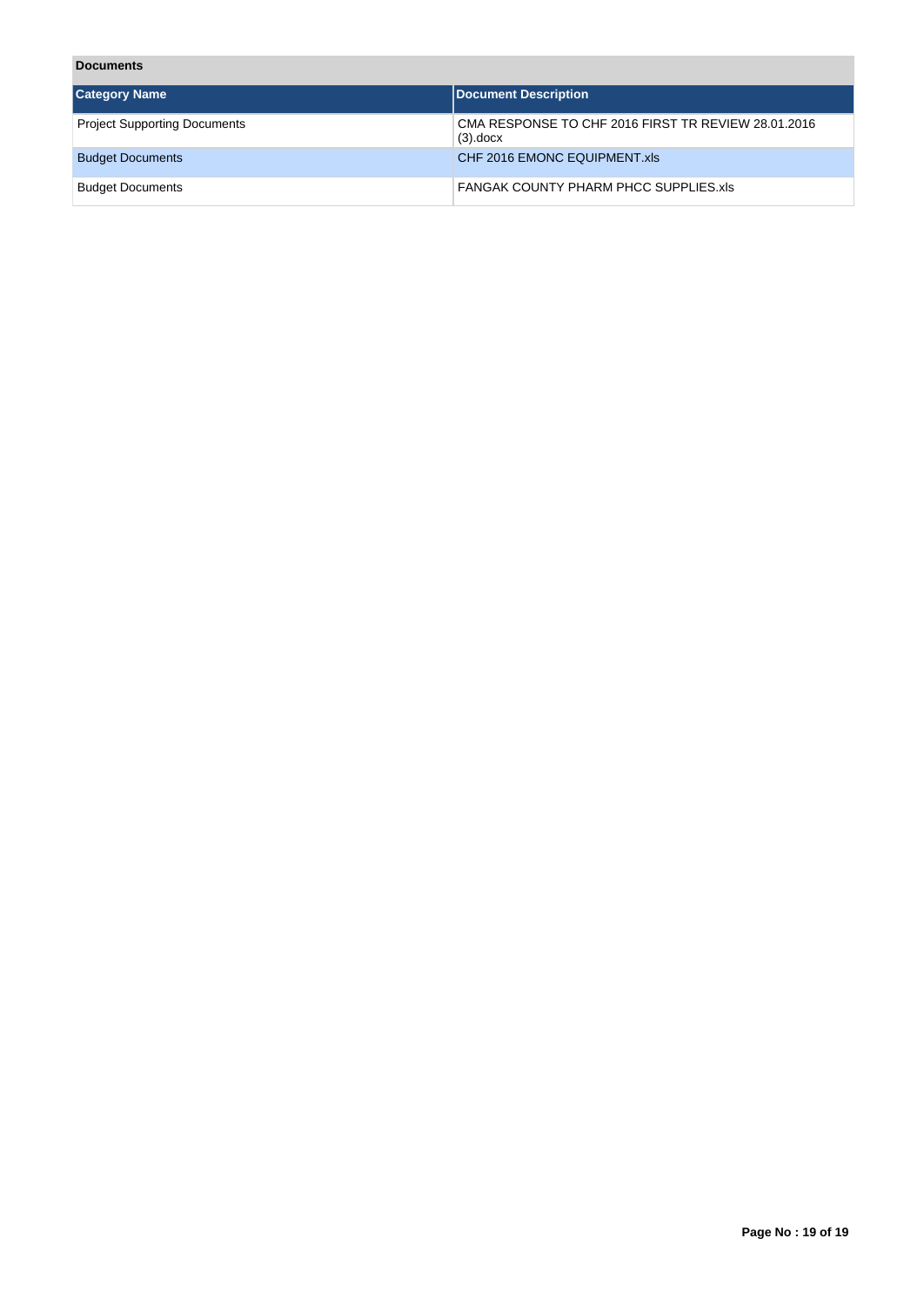**Documents**

| Category Name | Document Description |
|---|---|
| Project Supporting Documents | CMA RESPONSE TO CHF 2016 FIRST TR REVIEW 28.01.2016 (3).docx |
| Budget Documents | CHF 2016 EMONC EQUIPMENT.xls |
| Budget Documents | FANGAK COUNTY PHARM PHCC SUPPLIES.xls |